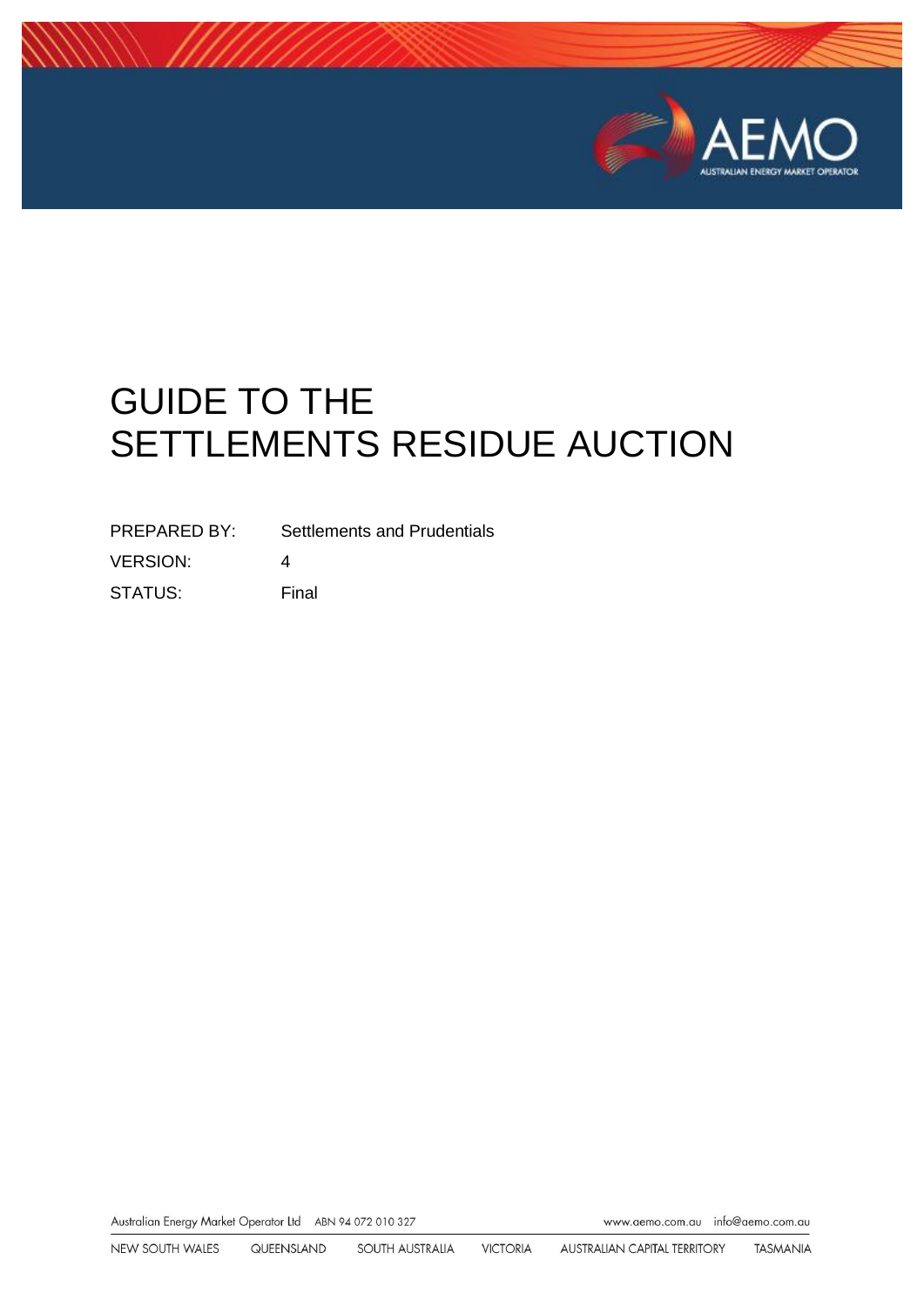# GUIDE TO THE SETTLEMENTS RESIDUE AUCTION

| | |
|---|---|
| PREPARED BY: | Settlements and Prudentials |
| VERSION: | 4 |
| STATUS: | Final |

Australian Energy Market Operator Ltd ABN 94 072 010 327

www.aemo.com.au info@aemo.com.au

NEW SOUTH WALES QUEENSLAND SOUTH AUSTRALIA VICTORIA AUSTRALIAN CAPITAL TERRITORY TASMANIA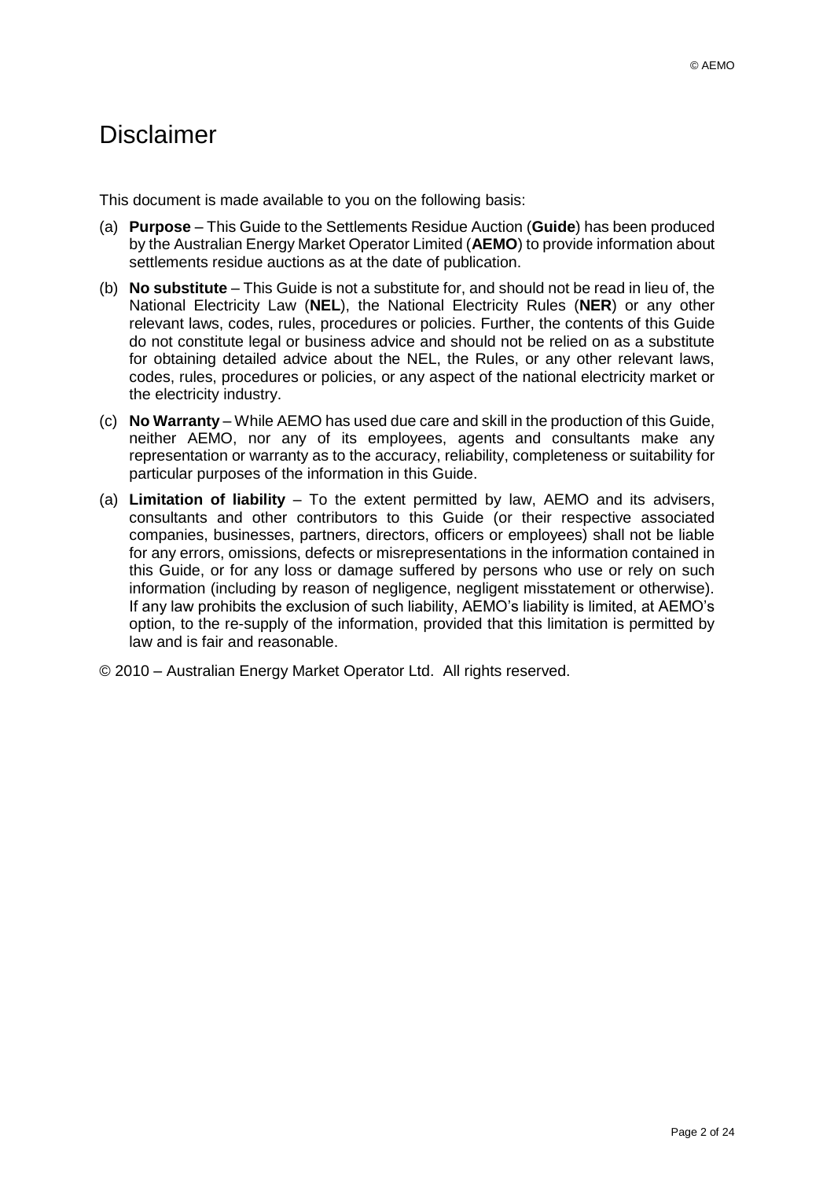# Disclaimer

This document is made available to you on the following basis:

(a) **Purpose** – This Guide to the Settlements Residue Auction (**Guide**) has been produced by the Australian Energy Market Operator Limited (**AEMO**) to provide information about settlements residue auctions as at the date of publication.

(b) **No substitute** – This Guide is not a substitute for, and should not be read in lieu of, the National Electricity Law (**NEL**), the National Electricity Rules (**NER**) or any other relevant laws, codes, rules, procedures or policies. Further, the contents of this Guide do not constitute legal or business advice and should not be relied on as a substitute for obtaining detailed advice about the NEL, the Rules, or any other relevant laws, codes, rules, procedures or policies, or any aspect of the national electricity market or the electricity industry.

(c) **No Warranty** – While AEMO has used due care and skill in the production of this Guide, neither AEMO, nor any of its employees, agents and consultants make any representation or warranty as to the accuracy, reliability, completeness or suitability for particular purposes of the information in this Guide.

(a) **Limitation of liability** – To the extent permitted by law, AEMO and its advisers, consultants and other contributors to this Guide (or their respective associated companies, businesses, partners, directors, officers or employees) shall not be liable for any errors, omissions, defects or misrepresentations in the information contained in this Guide, or for any loss or damage suffered by persons who use or rely on such information (including by reason of negligence, negligent misstatement or otherwise). If any law prohibits the exclusion of such liability, AEMO's liability is limited, at AEMO's option, to the re-supply of the information, provided that this limitation is permitted by law and is fair and reasonable.

© 2010 – Australian Energy Market Operator Ltd. All rights reserved.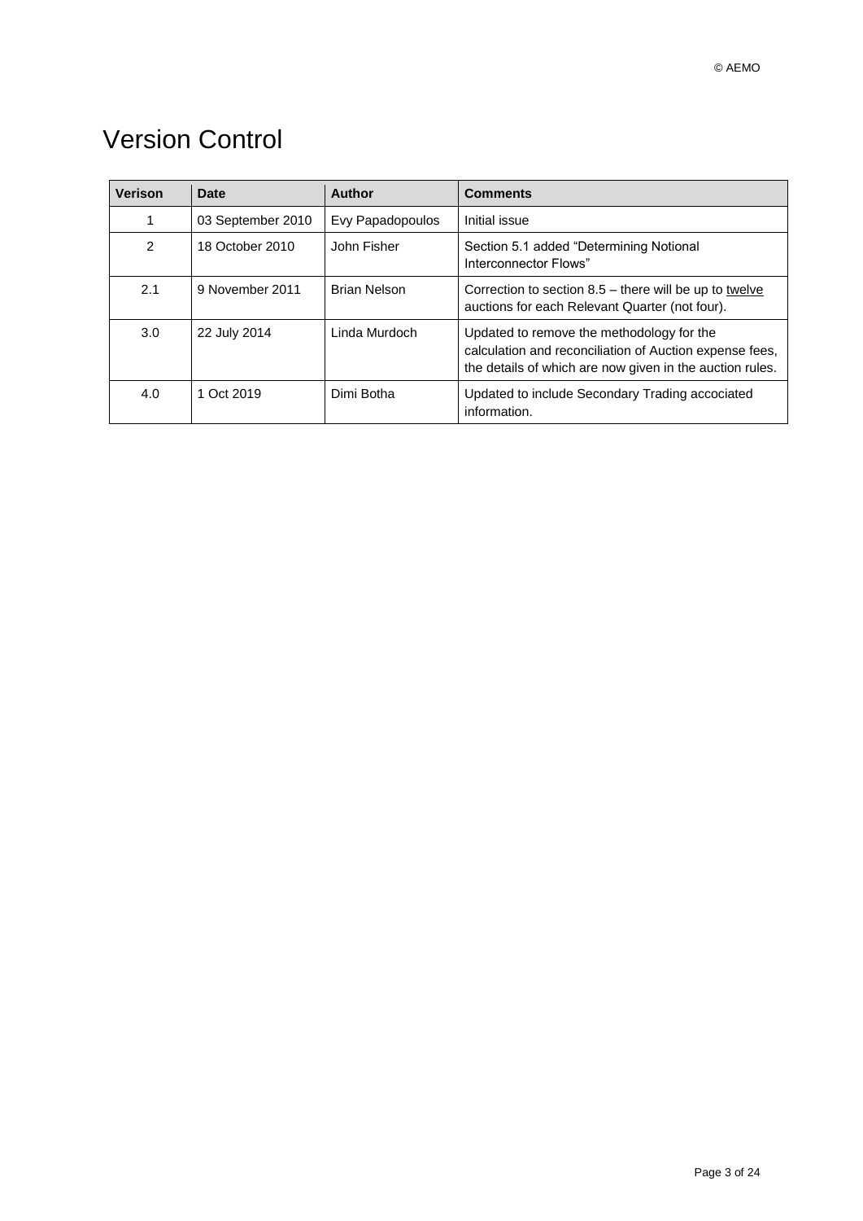# Version Control

| Verison | Date | Author | Comments |
|---|---|---|---|
| 1 | 03 September 2010 | Evy Papadopoulos | Initial issue |
| 2 | 18 October 2010 | John Fisher | Section 5.1 added “Determining Notional Interconnector Flows” |
| 2.1 | 9 November 2011 | Brian Nelson | Correction to section 8.5 – there will be up to twelve auctions for each Relevant Quarter (not four). |
| 3.0 | 22 July 2014 | Linda Murdoch | Updated to remove the methodology for the calculation and reconciliation of Auction expense fees, the details of which are now given in the auction rules. |
| 4.0 | 1 Oct 2019 | Dimi Botha | Updated to include Secondary Trading accociated information. |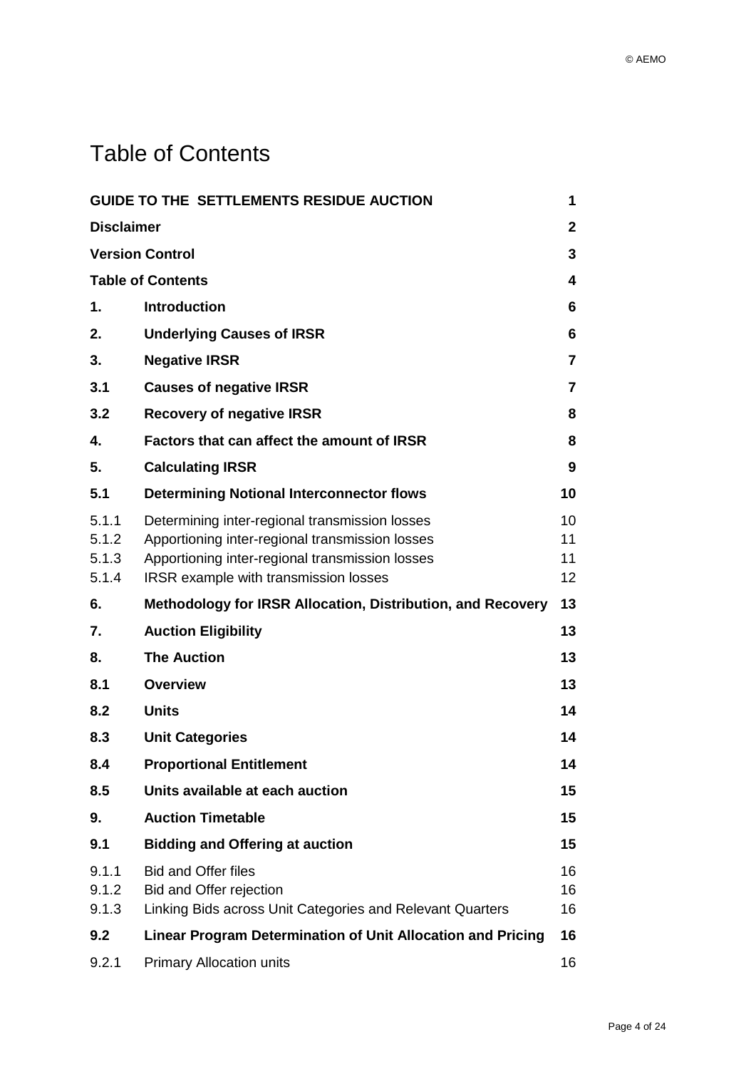# Table of Contents

| | | |
|---|---|---|
| **GUIDE TO THE SETTLEMENTS RESIDUE AUCTION** | | **1** |
| **Disclaimer** | | **2** |
| **Version Control** | | **3** |
| **Table of Contents** | | **4** |
| **1.** | **Introduction** | **6** |
| **2.** | **Underlying Causes of IRSR** | **6** |
| **3.** | **Negative IRSR** | **7** |
| **3.1** | **Causes of negative IRSR** | **7** |
| **3.2** | **Recovery of negative IRSR** | **8** |
| **4.** | **Factors that can affect the amount of IRSR** | **8** |
| **5.** | **Calculating IRSR** | **9** |
| **5.1** | **Determining Notional Interconnector flows** | **10** |
| 5.1.1 | Determining inter-regional transmission losses | 10 |
| 5.1.2 | Apportioning inter-regional transmission losses | 11 |
| 5.1.3 | Apportioning inter-regional transmission losses | 11 |
| 5.1.4 | IRSR example with transmission losses | 12 |
| **6.** | **Methodology for IRSR Allocation, Distribution, and Recovery** | **13** |
| **7.** | **Auction Eligibility** | **13** |
| **8.** | **The Auction** | **13** |
| **8.1** | **Overview** | **13** |
| **8.2** | **Units** | **14** |
| **8.3** | **Unit Categories** | **14** |
| **8.4** | **Proportional Entitlement** | **14** |
| **8.5** | **Units available at each auction** | **15** |
| **9.** | **Auction Timetable** | **15** |
| **9.1** | **Bidding and Offering at auction** | **15** |
| 9.1.1 | Bid and Offer files | 16 |
| 9.1.2 | Bid and Offer rejection | 16 |
| 9.1.3 | Linking Bids across Unit Categories and Relevant Quarters | 16 |
| **9.2** | **Linear Program Determination of Unit Allocation and Pricing** | **16** |
| 9.2.1 | Primary Allocation units | 16 |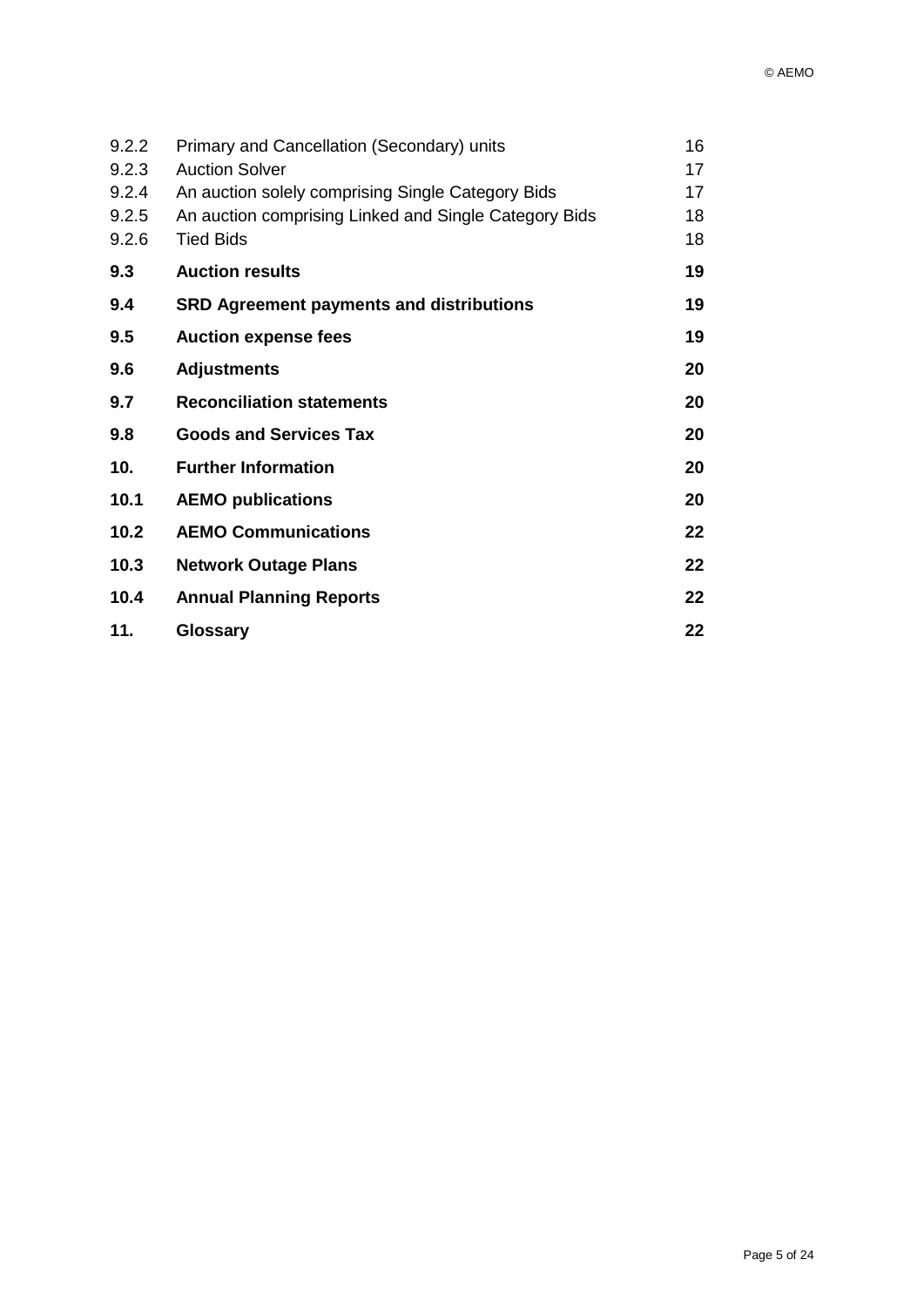| | | |
|---|---|---|
| 9.2.2 | Primary and Cancellation (Secondary) units | 16 |
| 9.2.3 | Auction Solver | 17 |
| 9.2.4 | An auction solely comprising Single Category Bids | 17 |
| 9.2.5 | An auction comprising Linked and Single Category Bids | 18 |
| 9.2.6 | Tied Bids | 18 |
| **9.3** | **Auction results** | **19** |
| **9.4** | **SRD Agreement payments and distributions** | **19** |
| **9.5** | **Auction expense fees** | **19** |
| **9.6** | **Adjustments** | **20** |
| **9.7** | **Reconciliation statements** | **20** |
| **9.8** | **Goods and Services Tax** | **20** |
| **10.** | **Further Information** | **20** |
| **10.1** | **AEMO publications** | **20** |
| **10.2** | **AEMO Communications** | **22** |
| **10.3** | **Network Outage Plans** | **22** |
| **10.4** | **Annual Planning Reports** | **22** |
| **11.** | **Glossary** | **22** |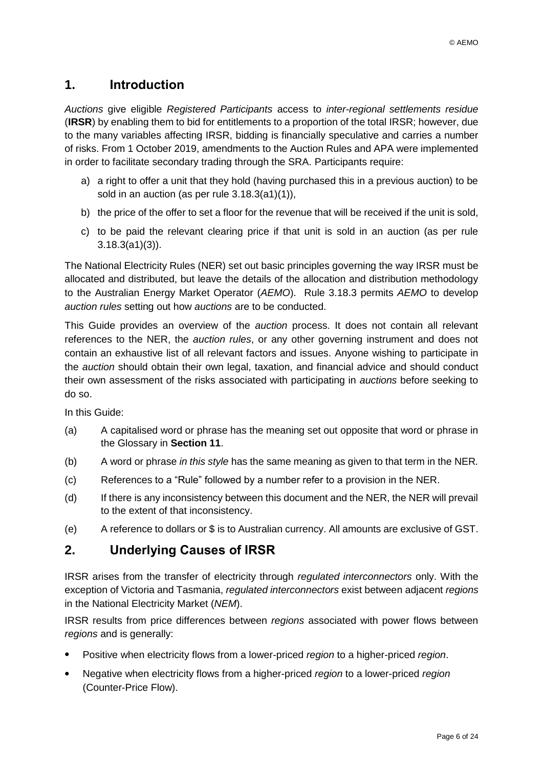## 1. Introduction

*Auctions* give eligible *Registered Participants* access to *inter-regional settlements residue* (**IRSR**) by enabling them to bid for entitlements to a proportion of the total IRSR; however, due to the many variables affecting IRSR, bidding is financially speculative and carries a number of risks. From 1 October 2019, amendments to the Auction Rules and APA were implemented in order to facilitate secondary trading through the SRA. Participants require:

a) a right to offer a unit that they hold (having purchased this in a previous auction) to be sold in an auction (as per rule 3.18.3(a1)(1)),

b) the price of the offer to set a floor for the revenue that will be received if the unit is sold,

c) to be paid the relevant clearing price if that unit is sold in an auction (as per rule 3.18.3(a1)(3)).

The National Electricity Rules (NER) set out basic principles governing the way IRSR must be allocated and distributed, but leave the details of the allocation and distribution methodology to the Australian Energy Market Operator (*AEMO*). Rule 3.18.3 permits *AEMO* to develop *auction rules* setting out how *auctions* are to be conducted.

This Guide provides an overview of the *auction* process. It does not contain all relevant references to the NER, the *auction rules*, or any other governing instrument and does not contain an exhaustive list of all relevant factors and issues. Anyone wishing to participate in the *auction* should obtain their own legal, taxation, and financial advice and should conduct their own assessment of the risks associated with participating in *auctions* before seeking to do so.

In this Guide:

(a) A capitalised word or phrase has the meaning set out opposite that word or phrase in the Glossary in **Section 11**.

(b) A word or phrase *in this style* has the same meaning as given to that term in the NER.

(c) References to a "Rule" followed by a number refer to a provision in the NER.

(d) If there is any inconsistency between this document and the NER, the NER will prevail to the extent of that inconsistency.

(e) A reference to dollars or $ is to Australian currency. All amounts are exclusive of GST.

## 2. Underlying Causes of IRSR

IRSR arises from the transfer of electricity through *regulated interconnectors* only. With the exception of Victoria and Tasmania, *regulated interconnectors* exist between adjacent *regions* in the National Electricity Market (*NEM*).

IRSR results from price differences between *regions* associated with power flows between *regions* and is generally:

- Positive when electricity flows from a lower-priced *region* to a higher-priced *region*.
- Negative when electricity flows from a higher-priced *region* to a lower-priced *region* (Counter-Price Flow).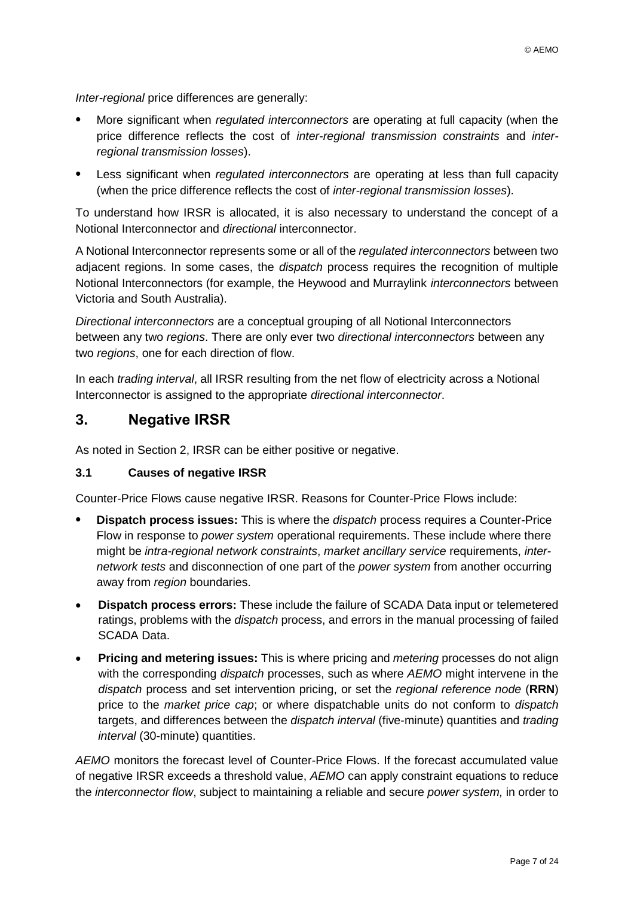*Inter-regional* price differences are generally:

- More significant when *regulated interconnectors* are operating at full capacity (when the price difference reflects the cost of *inter-regional transmission constraints* and *inter-regional transmission losses*).
- Less significant when *regulated interconnectors* are operating at less than full capacity (when the price difference reflects the cost of *inter-regional transmission losses*).

To understand how IRSR is allocated, it is also necessary to understand the concept of a Notional Interconnector and *directional* interconnector.

A Notional Interconnector represents some or all of the *regulated interconnectors* between two adjacent regions. In some cases, the *dispatch* process requires the recognition of multiple Notional Interconnectors (for example, the Heywood and Murraylink *interconnectors* between Victoria and South Australia).

*Directional interconnectors* are a conceptual grouping of all Notional Interconnectors between any two *regions*. There are only ever two *directional interconnectors* between any two *regions*, one for each direction of flow.

In each *trading interval*, all IRSR resulting from the net flow of electricity across a Notional Interconnector is assigned to the appropriate *directional interconnector*.

## 3. Negative IRSR

As noted in Section 2, IRSR can be either positive or negative.

### 3.1 Causes of negative IRSR

Counter-Price Flows cause negative IRSR. Reasons for Counter-Price Flows include:

- **Dispatch process issues:** This is where the *dispatch* process requires a Counter-Price Flow in response to *power system* operational requirements. These include where there might be *intra-regional network constraints*, *market ancillary service* requirements, *inter-network tests* and disconnection of one part of the *power system* from another occurring away from *region* boundaries.
- **Dispatch process errors:** These include the failure of SCADA Data input or telemetered ratings, problems with the *dispatch* process, and errors in the manual processing of failed SCADA Data.
- **Pricing and metering issues:** This is where pricing and *metering* processes do not align with the corresponding *dispatch* processes, such as where *AEMO* might intervene in the *dispatch* process and set intervention pricing, or set the *regional reference node* (**RRN**) price to the *market price cap*; or where dispatchable units do not conform to *dispatch* targets, and differences between the *dispatch interval* (five-minute) quantities and *trading interval* (30-minute) quantities.

*AEMO* monitors the forecast level of Counter-Price Flows. If the forecast accumulated value of negative IRSR exceeds a threshold value, *AEMO* can apply constraint equations to reduce the *interconnector flow*, subject to maintaining a reliable and secure *power system,* in order to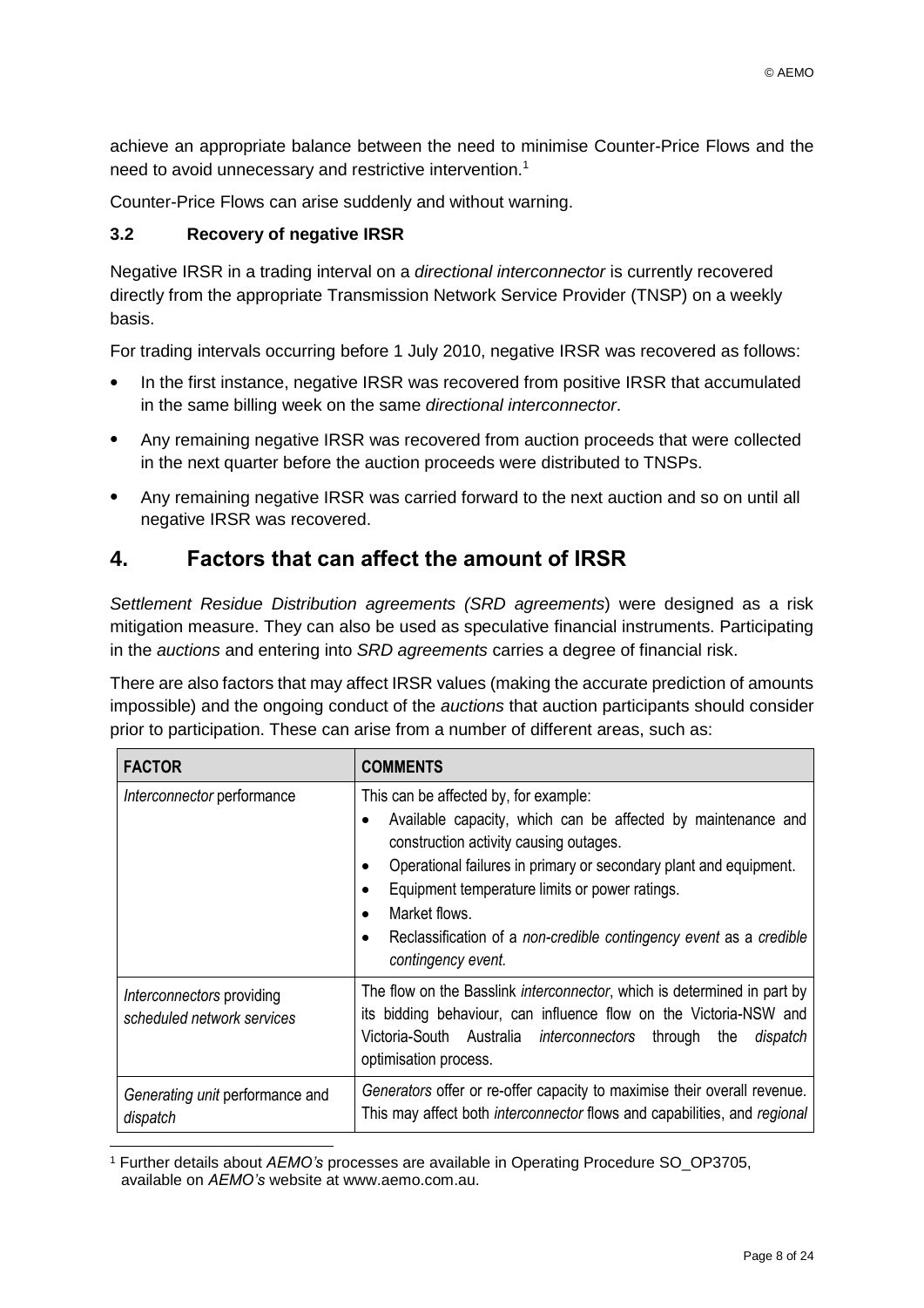achieve an appropriate balance between the need to minimise Counter-Price Flows and the need to avoid unnecessary and restrictive intervention.[1]

Counter-Price Flows can arise suddenly and without warning.

### 3.2 Recovery of negative IRSR

Negative IRSR in a trading interval on a *directional interconnector* is currently recovered directly from the appropriate Transmission Network Service Provider (TNSP) on a weekly basis.

For trading intervals occurring before 1 July 2010, negative IRSR was recovered as follows:

- In the first instance, negative IRSR was recovered from positive IRSR that accumulated in the same billing week on the same *directional interconnector*.
- Any remaining negative IRSR was recovered from auction proceeds that were collected in the next quarter before the auction proceeds were distributed to TNSPs.
- Any remaining negative IRSR was carried forward to the next auction and so on until all negative IRSR was recovered.

## 4. Factors that can affect the amount of IRSR

*Settlement Residue Distribution agreements (SRD agreements*) were designed as a risk mitigation measure. They can also be used as speculative financial instruments. Participating in the *auctions* and entering into *SRD agreements* carries a degree of financial risk.

There are also factors that may affect IRSR values (making the accurate prediction of amounts impossible) and the ongoing conduct of the *auctions* that auction participants should consider prior to participation. These can arise from a number of different areas, such as:

| FACTOR | COMMENTS |
|---|---|
| *Interconnector* performance | This can be affected by, for example:<br>• Available capacity, which can be affected by maintenance and construction activity causing outages.<br>• Operational failures in primary or secondary plant and equipment.<br>• Equipment temperature limits or power ratings.<br>• Market flows.<br>• Reclassification of a *non-credible contingency event* as a *credible contingency event.* |
| *Interconnectors* providing *scheduled network services* | The flow on the Basslink *interconnector*, which is determined in part by its bidding behaviour, can influence flow on the Victoria-NSW and Victoria-South Australia *interconnectors* through the *dispatch* optimisation process. |
| *Generating unit* performance and *dispatch* | *Generators* offer or re-offer capacity to maximise their overall revenue. This may affect both *interconnector* flows and capabilities, and *regional* |

[1] Further details about *AEMO's* processes are available in Operating Procedure SO_OP3705, available on *AEMO's* website at www.aemo.com.au.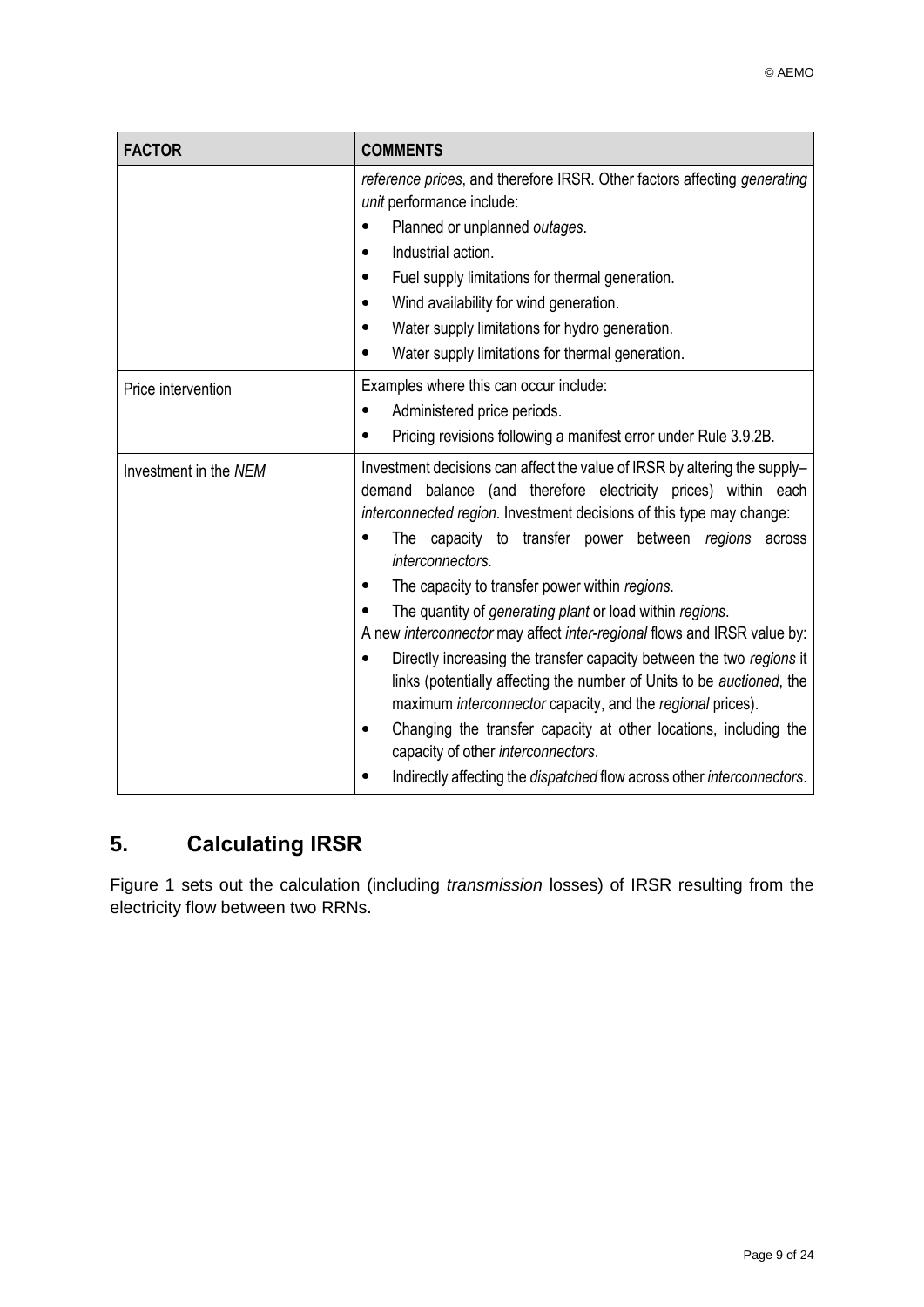| FACTOR | COMMENTS |
| --- | --- |
| | *reference prices*, and therefore IRSR. Other factors affecting *generating unit* performance include:<br>• Planned or unplanned *outages*.<br>• Industrial action.<br>• Fuel supply limitations for thermal generation.<br>• Wind availability for wind generation.<br>• Water supply limitations for hydro generation.<br>• Water supply limitations for thermal generation. |
| Price intervention | Examples where this can occur include:<br>• Administered price periods.<br>• Pricing revisions following a manifest error under Rule 3.9.2B. |
| Investment in the *NEM* | Investment decisions can affect the value of IRSR by altering the supply–demand balance (and therefore electricity prices) within each *interconnected region*. Investment decisions of this type may change:<br>• The capacity to transfer power between *regions* across *interconnectors*.<br>• The capacity to transfer power within *regions*.<br>• The quantity of *generating plant* or load within *regions*.<br>A new *interconnector* may affect *inter-regional* flows and IRSR value by:<br>• Directly increasing the transfer capacity between the two *regions* it links (potentially affecting the number of Units to be *auctioned*, the maximum *interconnector* capacity, and the *regional* prices).<br>• Changing the transfer capacity at other locations, including the capacity of other *interconnectors*.<br>• Indirectly affecting the *dispatched* flow across other *interconnectors*. |

## 5. Calculating IRSR

Figure 1 sets out the calculation (including *transmission* losses) of IRSR resulting from the electricity flow between two RRNs.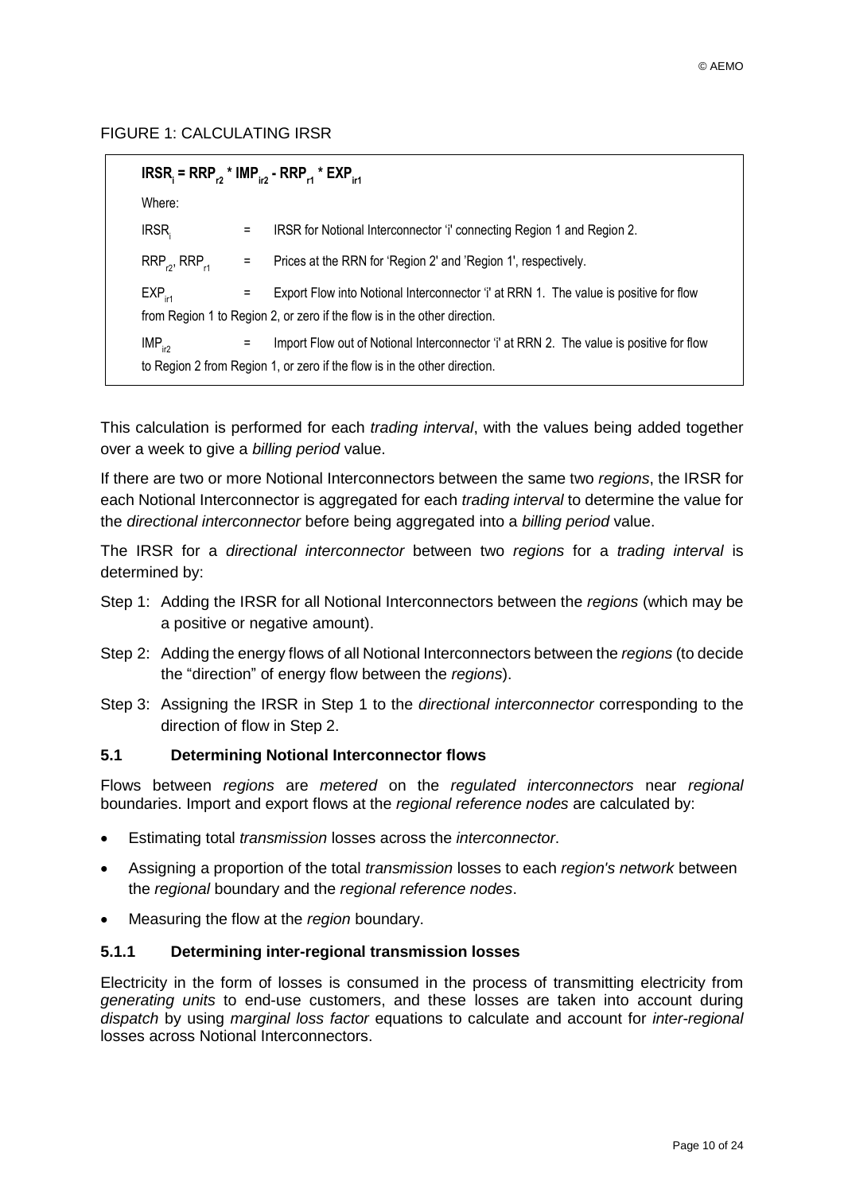FIGURE 1: CALCULATING IRSR

$$\mathbf{IRSR_i = RRP_{r2} * IMP_{ir2} - RRP_{r1} * EXP_{ir1}}$$

Where:

$IRSR_i$ = IRSR for Notional Interconnector 'i' connecting Region 1 and Region 2.

$RRP_{r2}$, $RRP_{r1}$ = Prices at the RRN for 'Region 2' and 'Region 1', respectively.

$EXP_{ir1}$ = Export Flow into Notional Interconnector 'i' at RRN 1. The value is positive for flow from Region 1 to Region 2, or zero if the flow is in the other direction.

$IMP_{ir2}$ = Import Flow out of Notional Interconnector 'i' at RRN 2. The value is positive for flow to Region 2 from Region 1, or zero if the flow is in the other direction.

This calculation is performed for each *trading interval*, with the values being added together over a week to give a *billing period* value.

If there are two or more Notional Interconnectors between the same two *regions*, the IRSR for each Notional Interconnector is aggregated for each *trading interval* to determine the value for the *directional interconnector* before being aggregated into a *billing period* value.

The IRSR for a *directional interconnector* between two *regions* for a *trading interval* is determined by:

Step 1: Adding the IRSR for all Notional Interconnectors between the *regions* (which may be a positive or negative amount).

Step 2: Adding the energy flows of all Notional Interconnectors between the *regions* (to decide the "direction" of energy flow between the *regions*).

Step 3: Assigning the IRSR in Step 1 to the *directional interconnector* corresponding to the direction of flow in Step 2.

### 5.1 Determining Notional Interconnector flows

Flows between *regions* are *metered* on the *regulated interconnectors* near *regional* boundaries. Import and export flows at the *regional reference nodes* are calculated by:

- Estimating total *transmission* losses across the *interconnector*.
- Assigning a proportion of the total *transmission* losses to each *region's network* between the *regional* boundary and the *regional reference nodes*.
- Measuring the flow at the *region* boundary.

#### 5.1.1 Determining inter-regional transmission losses

Electricity in the form of losses is consumed in the process of transmitting electricity from *generating units* to end-use customers, and these losses are taken into account during *dispatch* by using *marginal loss factor* equations to calculate and account for *inter-regional* losses across Notional Interconnectors.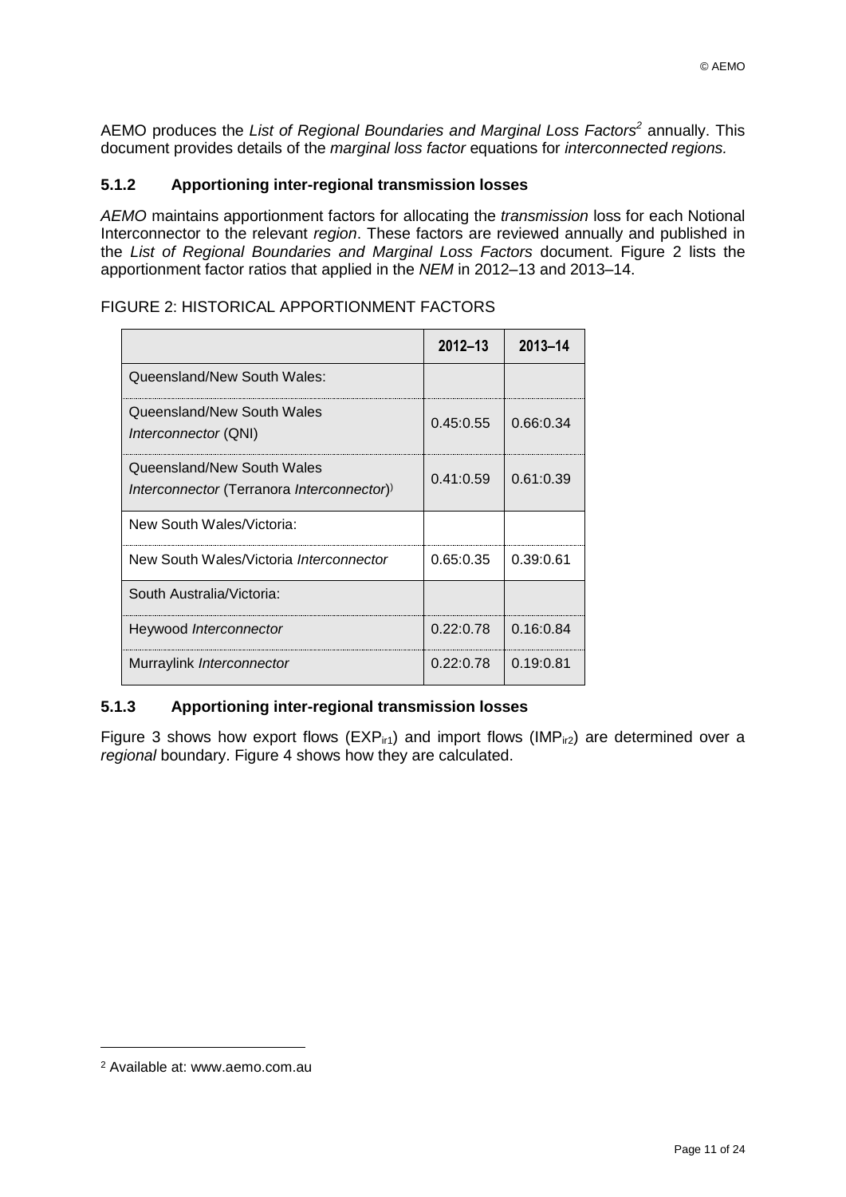AEMO produces the *List of Regional Boundaries and Marginal Loss Factors*[2] annually. This document provides details of the *marginal loss factor* equations for *interconnected regions.*

### 5.1.2 Apportioning inter-regional transmission losses

*AEMO* maintains apportionment factors for allocating the *transmission* loss for each Notional Interconnector to the relevant *region*. These factors are reviewed annually and published in the *List of Regional Boundaries and Marginal Loss Factors* document. Figure 2 lists the apportionment factor ratios that applied in the *NEM* in 2012–13 and 2013–14.

FIGURE 2: HISTORICAL APPORTIONMENT FACTORS

| | 2012–13 | 2013–14 |
|---|---|---|
| Queensland/New South Wales: | | |
| Queensland/New South Wales *Interconnector* (QNI) | 0.45:0.55 | 0.66:0.34 |
| Queensland/New South Wales *Interconnector* (Terranora *Interconnector*)) | 0.41:0.59 | 0.61:0.39 |
| New South Wales/Victoria: | | |
| New South Wales/Victoria *Interconnector* | 0.65:0.35 | 0.39:0.61 |
| South Australia/Victoria: | | |
| Heywood *Interconnector* | 0.22:0.78 | 0.16:0.84 |
| Murraylink *Interconnector* | 0.22:0.78 | 0.19:0.81 |

### 5.1.3 Apportioning inter-regional transmission losses

Figure 3 shows how export flows ($EXP_{ir1}$) and import flows ($IMP_{ir2}$) are determined over a *regional* boundary. Figure 4 shows how they are calculated.

[2] Available at: www.aemo.com.au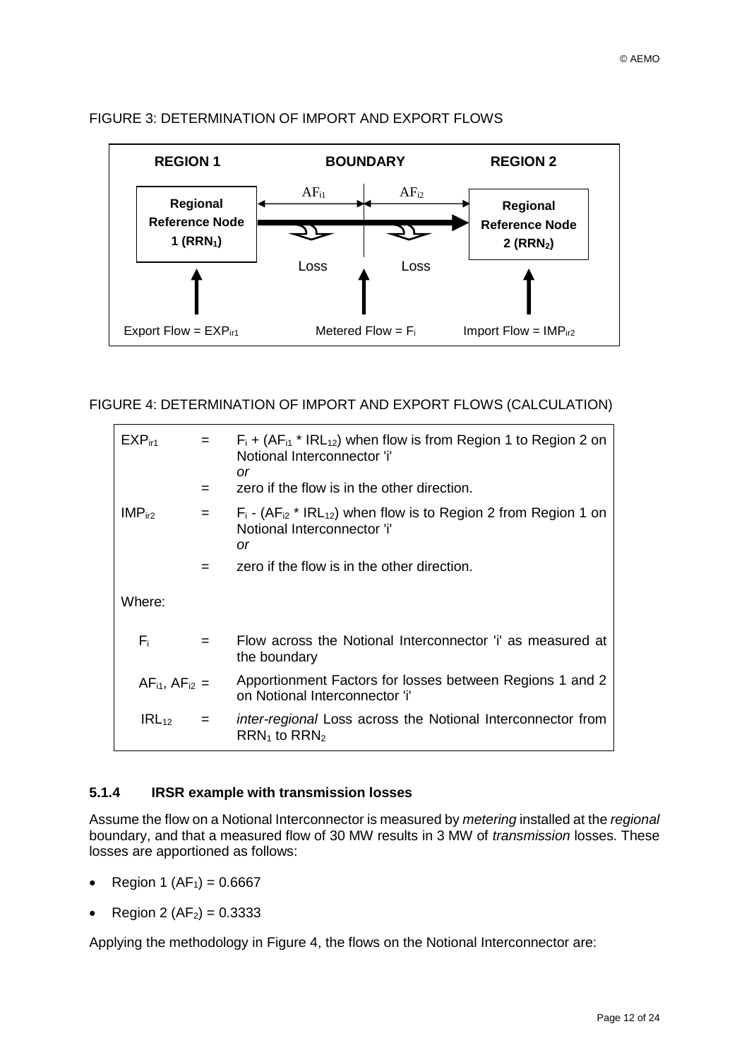FIGURE 3: DETERMINATION OF IMPORT AND EXPORT FLOWS

REGION 1

BOUNDARY

REGION 2

Regional Reference Node 1 ($RRN_1$)

$AF_{i1}$

$AF_{i2}$

Regional Reference Node 2 ($RRN_2$)

Loss

Loss

Export Flow = $EXP_{ir1}$

Metered Flow = $F_i$

Import Flow = $IMP_{ir2}$

FIGURE 4: DETERMINATION OF IMPORT AND EXPORT FLOWS (CALCULATION)

| | | |
|---|---|---|
| $EXP_{ir1}$ | = | $F_i + (AF_{i1} * IRL_{12})$ when flow is from Region 1 to Region 2 on Notional Interconnector 'i' *or* |
| | = | zero if the flow is in the other direction. |
| $IMP_{ir2}$ | = | $F_i - (AF_{i2} * IRL_{12})$ when flow is to Region 2 from Region 1 on Notional Interconnector 'i' *or* |
| | = | zero if the flow is in the other direction. |
| Where: | | |
| $F_i$ | = | Flow across the Notional Interconnector 'i' as measured at the boundary |
| $AF_{i1}$, $AF_{i2}$ | = | Apportionment Factors for losses between Regions 1 and 2 on Notional Interconnector 'i' |
| $IRL_{12}$ | = | *inter-regional* Loss across the Notional Interconnector from $RRN_1$ to $RRN_2$ |

### 5.1.4 IRSR example with transmission losses

Assume the flow on a Notional Interconnector is measured by *metering* installed at the *regional* boundary, and that a measured flow of 30 MW results in 3 MW of *transmission* losses. These losses are apportioned as follows:

- Region 1 ($AF_1$) = 0.6667
- Region 2 ($AF_2$) = 0.3333

Applying the methodology in Figure 4, the flows on the Notional Interconnector are: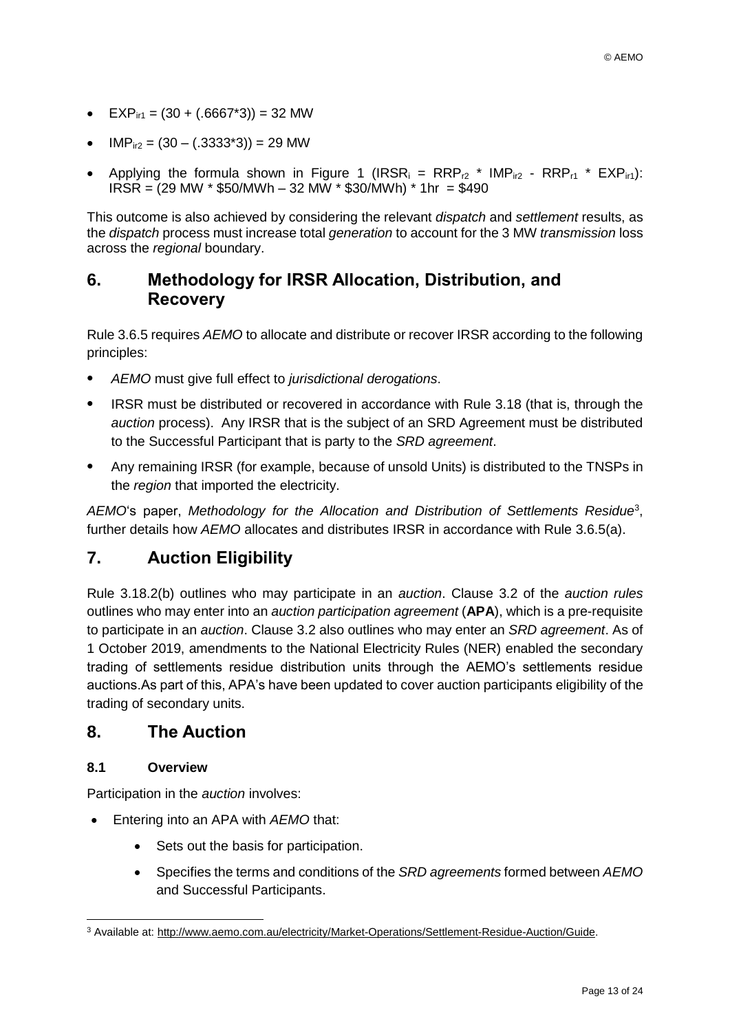- $EXP_{ir1} = (30 + (.6667*3)) = 32$ MW
- $IMP_{ir2} = (30 – (.3333*3)) = 29$ MW
- Applying the formula shown in Figure 1 ($IRSR_i = RRP_{r2} * IMP_{ir2} - RRP_{r1} * EXP_{ir1}$): IRSR = (29 MW * \$50/MWh – 32 MW * \$30/MWh) * 1hr = \$490

This outcome is also achieved by considering the relevant *dispatch* and *settlement* results, as the *dispatch* process must increase total *generation* to account for the 3 MW *transmission* loss across the *regional* boundary.

## 6. Methodology for IRSR Allocation, Distribution, and Recovery

Rule 3.6.5 requires *AEMO* to allocate and distribute or recover IRSR according to the following principles:

- *AEMO* must give full effect to *jurisdictional derogations*.
- IRSR must be distributed or recovered in accordance with Rule 3.18 (that is, through the *auction* process). Any IRSR that is the subject of an SRD Agreement must be distributed to the Successful Participant that is party to the *SRD agreement*.
- Any remaining IRSR (for example, because of unsold Units) is distributed to the TNSPs in the *region* that imported the electricity.

*AEMO*'s paper, *Methodology for the Allocation and Distribution of Settlements Residue*[3], further details how *AEMO* allocates and distributes IRSR in accordance with Rule 3.6.5(a).

## 7. Auction Eligibility

Rule 3.18.2(b) outlines who may participate in an *auction*. Clause 3.2 of the *auction rules* outlines who may enter into an *auction participation agreement* (**APA**), which is a pre-requisite to participate in an *auction*. Clause 3.2 also outlines who may enter an *SRD agreement*. As of 1 October 2019, amendments to the National Electricity Rules (NER) enabled the secondary trading of settlements residue distribution units through the AEMO's settlements residue auctions.As part of this, APA's have been updated to cover auction participants eligibility of the trading of secondary units.

## 8. The Auction

### 8.1 Overview

Participation in the *auction* involves:

- Entering into an APA with *AEMO* that:
  - Sets out the basis for participation.
  - Specifies the terms and conditions of the *SRD agreements* formed between *AEMO* and Successful Participants.

[3] Available at: http://www.aemo.com.au/electricity/Market-Operations/Settlement-Residue-Auction/Guide.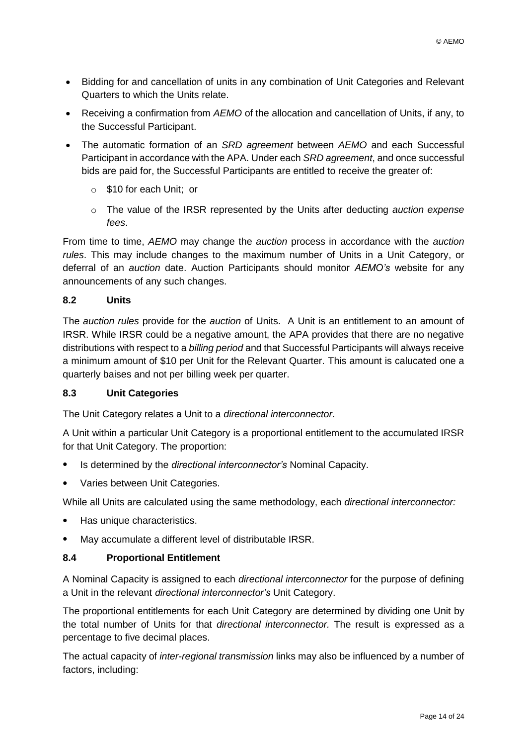- Bidding for and cancellation of units in any combination of Unit Categories and Relevant Quarters to which the Units relate.
- Receiving a confirmation from *AEMO* of the allocation and cancellation of Units, if any, to the Successful Participant.
- The automatic formation of an *SRD agreement* between *AEMO* and each Successful Participant in accordance with the APA. Under each *SRD agreement*, and once successful bids are paid for, the Successful Participants are entitled to receive the greater of:
  - $10 for each Unit; or
  - The value of the IRSR represented by the Units after deducting *auction expense fees*.

From time to time, *AEMO* may change the *auction* process in accordance with the *auction rules*. This may include changes to the maximum number of Units in a Unit Category, or deferral of an *auction* date. Auction Participants should monitor *AEMO's* website for any announcements of any such changes.

### 8.2 Units

The *auction rules* provide for the *auction* of Units. A Unit is an entitlement to an amount of IRSR. While IRSR could be a negative amount, the APA provides that there are no negative distributions with respect to a *billing period* and that Successful Participants will always receive a minimum amount of $10 per Unit for the Relevant Quarter. This amount is calucated one a quarterly baises and not per billing week per quarter.

### 8.3 Unit Categories

The Unit Category relates a Unit to a *directional interconnector*.

A Unit within a particular Unit Category is a proportional entitlement to the accumulated IRSR for that Unit Category. The proportion:

- Is determined by the *directional interconnector's* Nominal Capacity.
- Varies between Unit Categories.

While all Units are calculated using the same methodology, each *directional interconnector:*

- Has unique characteristics.
- May accumulate a different level of distributable IRSR.

### 8.4 Proportional Entitlement

A Nominal Capacity is assigned to each *directional interconnector* for the purpose of defining a Unit in the relevant *directional interconnector's* Unit Category.

The proportional entitlements for each Unit Category are determined by dividing one Unit by the total number of Units for that *directional interconnector.* The result is expressed as a percentage to five decimal places.

The actual capacity of *inter-regional transmission* links may also be influenced by a number of factors, including: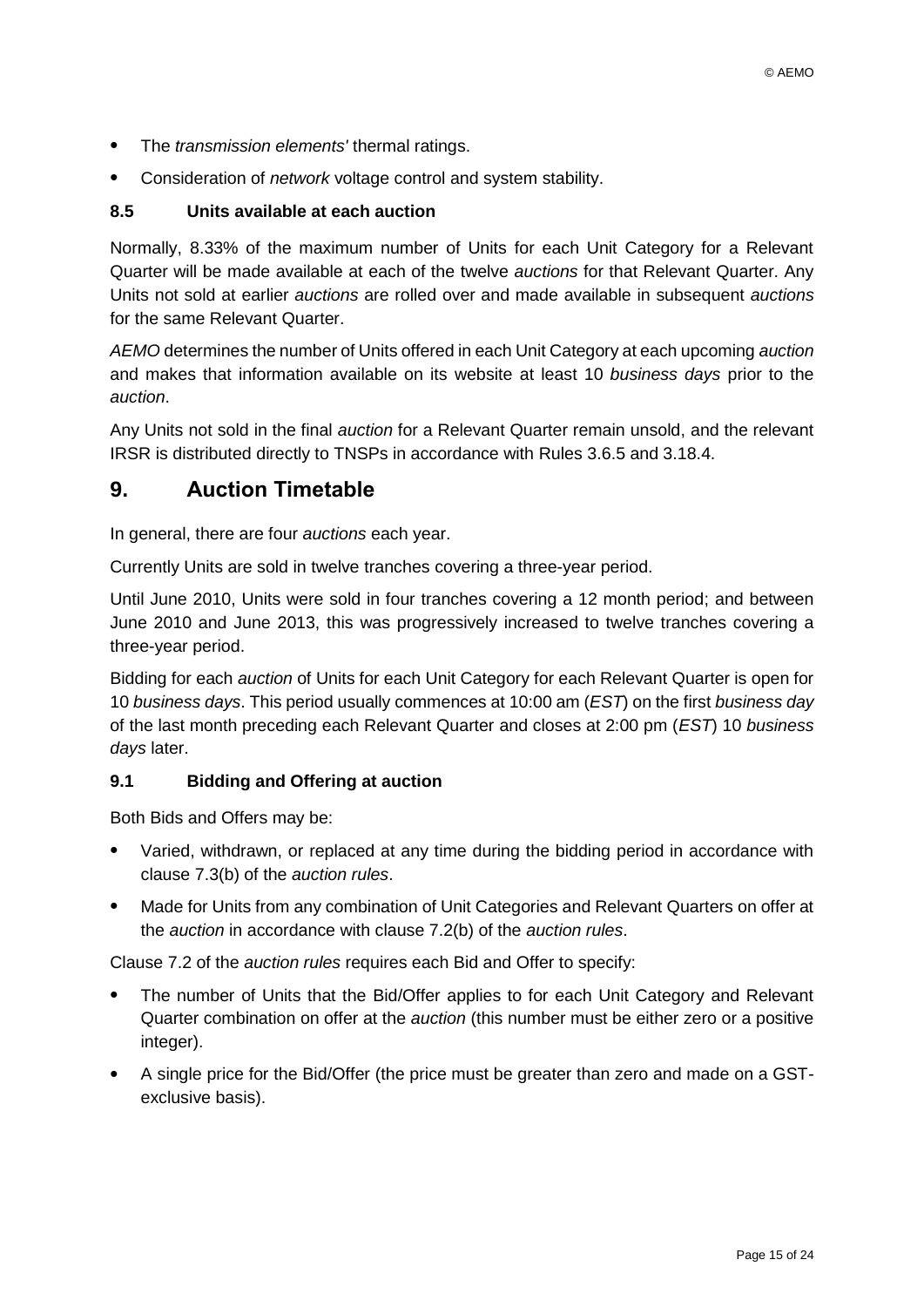- The *transmission elements'* thermal ratings.
- Consideration of *network* voltage control and system stability.

### 8.5 Units available at each auction

Normally, 8.33% of the maximum number of Units for each Unit Category for a Relevant Quarter will be made available at each of the twelve *auctions* for that Relevant Quarter. Any Units not sold at earlier *auctions* are rolled over and made available in subsequent *auctions* for the same Relevant Quarter.

*AEMO* determines the number of Units offered in each Unit Category at each upcoming *auction* and makes that information available on its website at least 10 *business days* prior to the *auction*.

Any Units not sold in the final *auction* for a Relevant Quarter remain unsold, and the relevant IRSR is distributed directly to TNSPs in accordance with Rules 3.6.5 and 3.18.4.

## 9. Auction Timetable

In general, there are four *auctions* each year.

Currently Units are sold in twelve tranches covering a three-year period.

Until June 2010, Units were sold in four tranches covering a 12 month period; and between June 2010 and June 2013, this was progressively increased to twelve tranches covering a three-year period.

Bidding for each *auction* of Units for each Unit Category for each Relevant Quarter is open for 10 *business days*. This period usually commences at 10:00 am (*EST*) on the first *business day* of the last month preceding each Relevant Quarter and closes at 2:00 pm (*EST*) 10 *business days* later.

### 9.1 Bidding and Offering at auction

Both Bids and Offers may be:

- Varied, withdrawn, or replaced at any time during the bidding period in accordance with clause 7.3(b) of the *auction rules*.
- Made for Units from any combination of Unit Categories and Relevant Quarters on offer at the *auction* in accordance with clause 7.2(b) of the *auction rules*.

Clause 7.2 of the *auction rules* requires each Bid and Offer to specify:

- The number of Units that the Bid/Offer applies to for each Unit Category and Relevant Quarter combination on offer at the *auction* (this number must be either zero or a positive integer).
- A single price for the Bid/Offer (the price must be greater than zero and made on a GST-exclusive basis).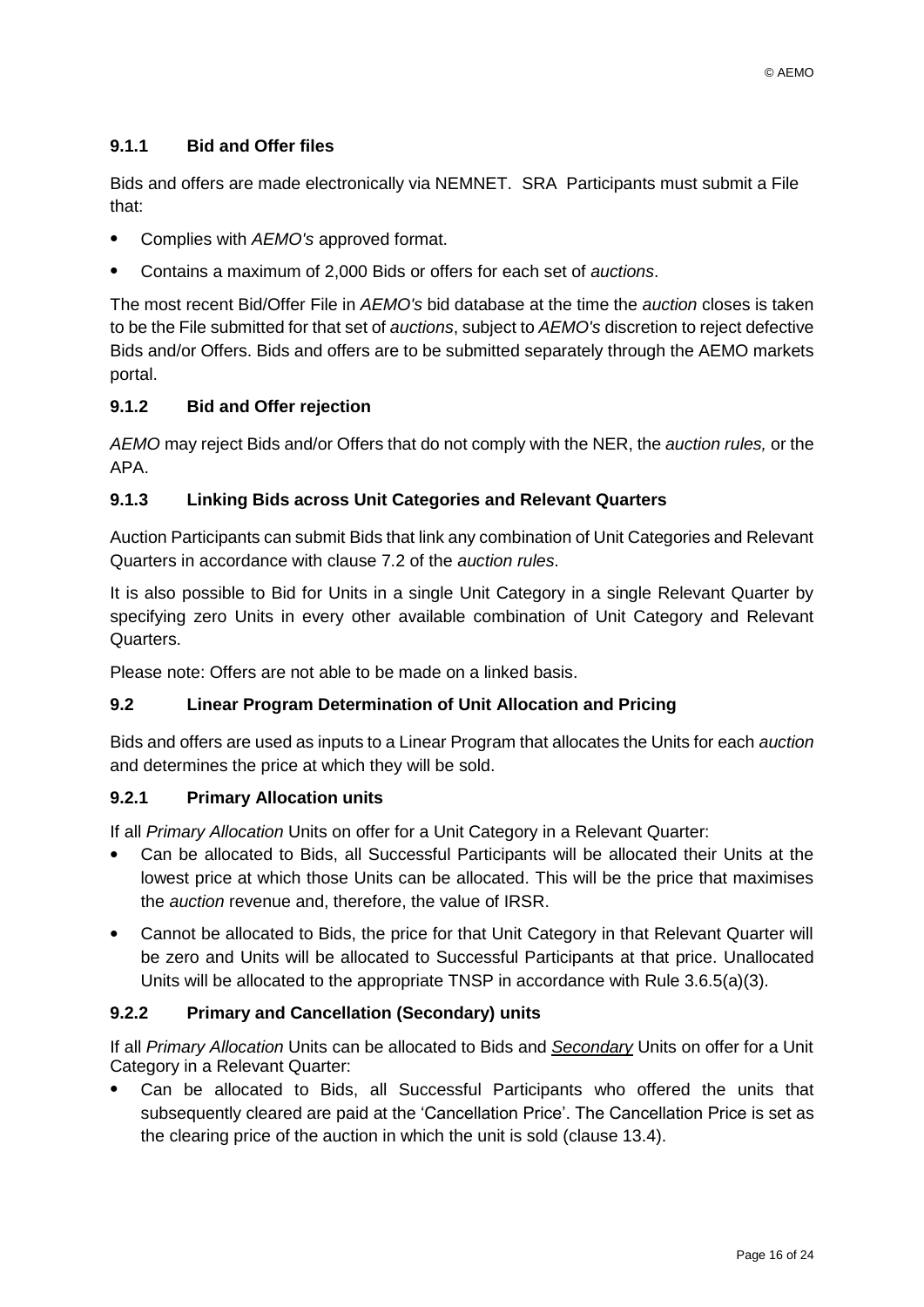### 9.1.1 Bid and Offer files

Bids and offers are made electronically via NEMNET. SRA Participants must submit a File that:

- Complies with *AEMO's* approved format.
- Contains a maximum of 2,000 Bids or offers for each set of *auctions*.

The most recent Bid/Offer File in *AEMO's* bid database at the time the *auction* closes is taken to be the File submitted for that set of *auctions*, subject to *AEMO's* discretion to reject defective Bids and/or Offers. Bids and offers are to be submitted separately through the AEMO markets portal.

### 9.1.2 Bid and Offer rejection

*AEMO* may reject Bids and/or Offers that do not comply with the NER, the *auction rules,* or the APA.

### 9.1.3 Linking Bids across Unit Categories and Relevant Quarters

Auction Participants can submit Bids that link any combination of Unit Categories and Relevant Quarters in accordance with clause 7.2 of the *auction rules*.

It is also possible to Bid for Units in a single Unit Category in a single Relevant Quarter by specifying zero Units in every other available combination of Unit Category and Relevant Quarters.

Please note: Offers are not able to be made on a linked basis.

## 9.2 Linear Program Determination of Unit Allocation and Pricing

Bids and offers are used as inputs to a Linear Program that allocates the Units for each *auction* and determines the price at which they will be sold.

### 9.2.1 Primary Allocation units

If all *Primary Allocation* Units on offer for a Unit Category in a Relevant Quarter:

- Can be allocated to Bids, all Successful Participants will be allocated their Units at the lowest price at which those Units can be allocated. This will be the price that maximises the *auction* revenue and, therefore, the value of IRSR.
- Cannot be allocated to Bids, the price for that Unit Category in that Relevant Quarter will be zero and Units will be allocated to Successful Participants at that price. Unallocated Units will be allocated to the appropriate TNSP in accordance with Rule 3.6.5(a)(3).

### 9.2.2 Primary and Cancellation (Secondary) units

If all *Primary Allocation* Units can be allocated to Bids and ***Secondary*** Units on offer for a Unit Category in a Relevant Quarter:

- Can be allocated to Bids, all Successful Participants who offered the units that subsequently cleared are paid at the 'Cancellation Price'. The Cancellation Price is set as the clearing price of the auction in which the unit is sold (clause 13.4).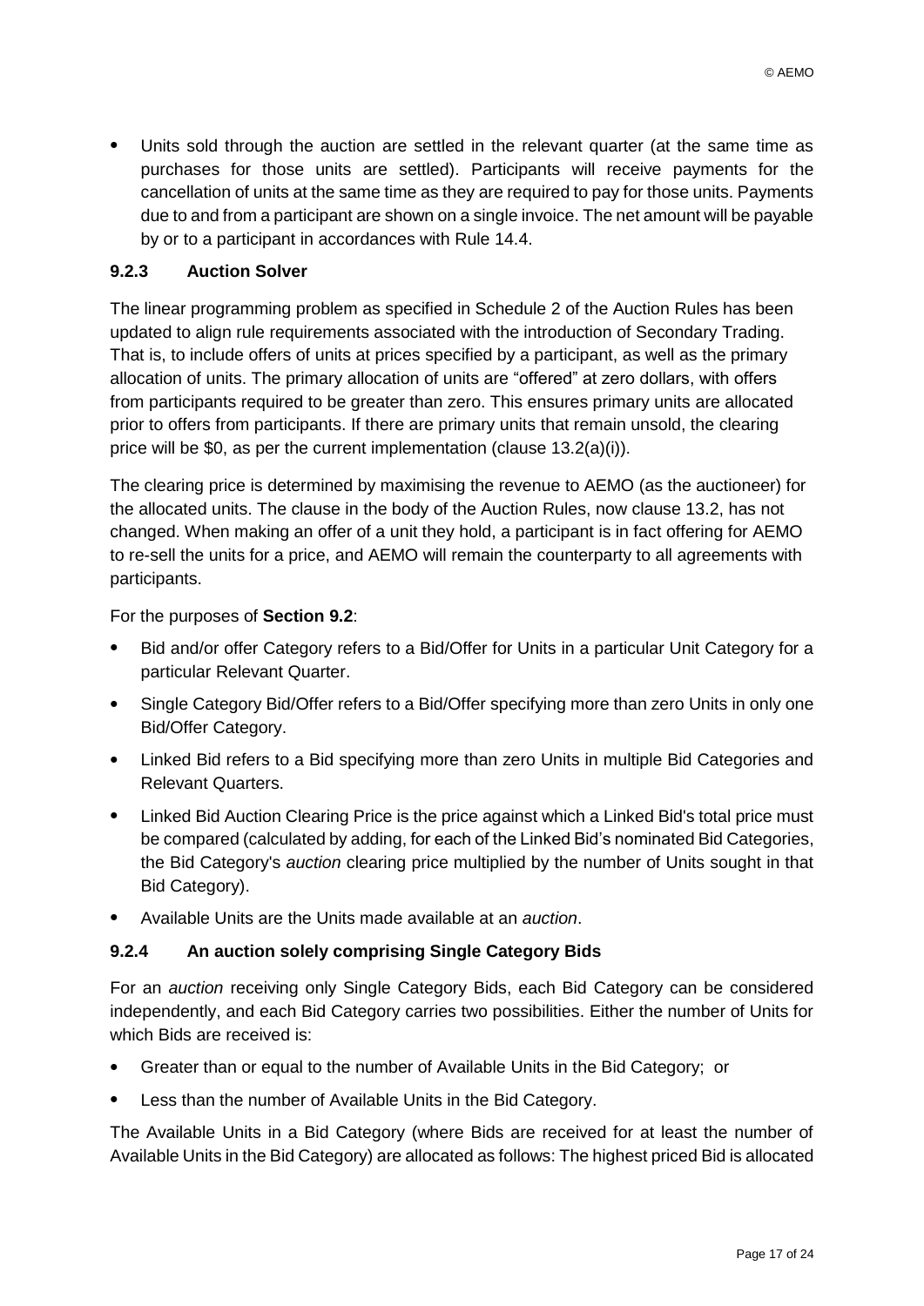- Units sold through the auction are settled in the relevant quarter (at the same time as purchases for those units are settled). Participants will receive payments for the cancellation of units at the same time as they are required to pay for those units. Payments due to and from a participant are shown on a single invoice. The net amount will be payable by or to a participant in accordances with Rule 14.4.

### 9.2.3 Auction Solver

The linear programming problem as specified in Schedule 2 of the Auction Rules has been updated to align rule requirements associated with the introduction of Secondary Trading. That is, to include offers of units at prices specified by a participant, as well as the primary allocation of units. The primary allocation of units are "offered" at zero dollars, with offers from participants required to be greater than zero. This ensures primary units are allocated prior to offers from participants. If there are primary units that remain unsold, the clearing price will be $0, as per the current implementation (clause 13.2(a)(i)).

The clearing price is determined by maximising the revenue to AEMO (as the auctioneer) for the allocated units. The clause in the body of the Auction Rules, now clause 13.2, has not changed. When making an offer of a unit they hold, a participant is in fact offering for AEMO to re-sell the units for a price, and AEMO will remain the counterparty to all agreements with participants.

For the purposes of **Section 9.2**:

- Bid and/or offer Category refers to a Bid/Offer for Units in a particular Unit Category for a particular Relevant Quarter.
- Single Category Bid/Offer refers to a Bid/Offer specifying more than zero Units in only one Bid/Offer Category.
- Linked Bid refers to a Bid specifying more than zero Units in multiple Bid Categories and Relevant Quarters.
- Linked Bid Auction Clearing Price is the price against which a Linked Bid's total price must be compared (calculated by adding, for each of the Linked Bid's nominated Bid Categories, the Bid Category's *auction* clearing price multiplied by the number of Units sought in that Bid Category).
- Available Units are the Units made available at an *auction*.

### 9.2.4 An auction solely comprising Single Category Bids

For an *auction* receiving only Single Category Bids, each Bid Category can be considered independently, and each Bid Category carries two possibilities. Either the number of Units for which Bids are received is:

- Greater than or equal to the number of Available Units in the Bid Category; or
- Less than the number of Available Units in the Bid Category.

The Available Units in a Bid Category (where Bids are received for at least the number of Available Units in the Bid Category) are allocated as follows: The highest priced Bid is allocated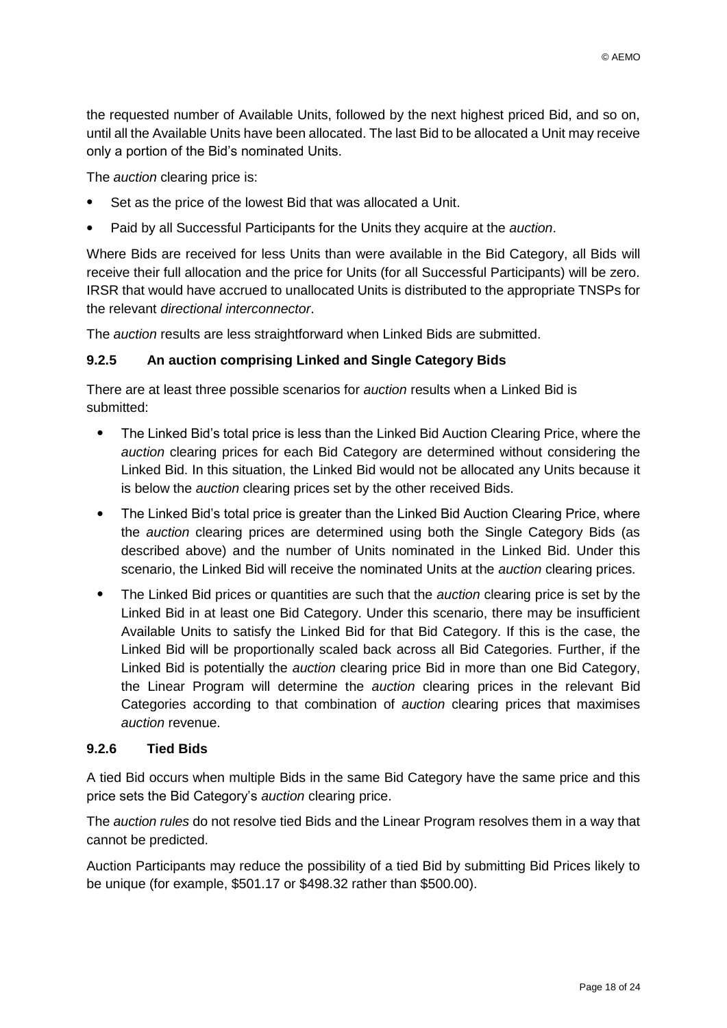the requested number of Available Units, followed by the next highest priced Bid, and so on, until all the Available Units have been allocated. The last Bid to be allocated a Unit may receive only a portion of the Bid's nominated Units.

The *auction* clearing price is:

- Set as the price of the lowest Bid that was allocated a Unit.
- Paid by all Successful Participants for the Units they acquire at the *auction*.

Where Bids are received for less Units than were available in the Bid Category, all Bids will receive their full allocation and the price for Units (for all Successful Participants) will be zero. IRSR that would have accrued to unallocated Units is distributed to the appropriate TNSPs for the relevant *directional interconnector*.

The *auction* results are less straightforward when Linked Bids are submitted.

### 9.2.5 An auction comprising Linked and Single Category Bids

There are at least three possible scenarios for *auction* results when a Linked Bid is submitted:

- The Linked Bid's total price is less than the Linked Bid Auction Clearing Price, where the *auction* clearing prices for each Bid Category are determined without considering the Linked Bid. In this situation, the Linked Bid would not be allocated any Units because it is below the *auction* clearing prices set by the other received Bids.
- The Linked Bid's total price is greater than the Linked Bid Auction Clearing Price, where the *auction* clearing prices are determined using both the Single Category Bids (as described above) and the number of Units nominated in the Linked Bid. Under this scenario, the Linked Bid will receive the nominated Units at the *auction* clearing prices.
- The Linked Bid prices or quantities are such that the *auction* clearing price is set by the Linked Bid in at least one Bid Category. Under this scenario, there may be insufficient Available Units to satisfy the Linked Bid for that Bid Category. If this is the case, the Linked Bid will be proportionally scaled back across all Bid Categories. Further, if the Linked Bid is potentially the *auction* clearing price Bid in more than one Bid Category, the Linear Program will determine the *auction* clearing prices in the relevant Bid Categories according to that combination of *auction* clearing prices that maximises *auction* revenue.

### 9.2.6 Tied Bids

A tied Bid occurs when multiple Bids in the same Bid Category have the same price and this price sets the Bid Category's *auction* clearing price.

The *auction rules* do not resolve tied Bids and the Linear Program resolves them in a way that cannot be predicted.

Auction Participants may reduce the possibility of a tied Bid by submitting Bid Prices likely to be unique (for example, $501.17 or $498.32 rather than $500.00).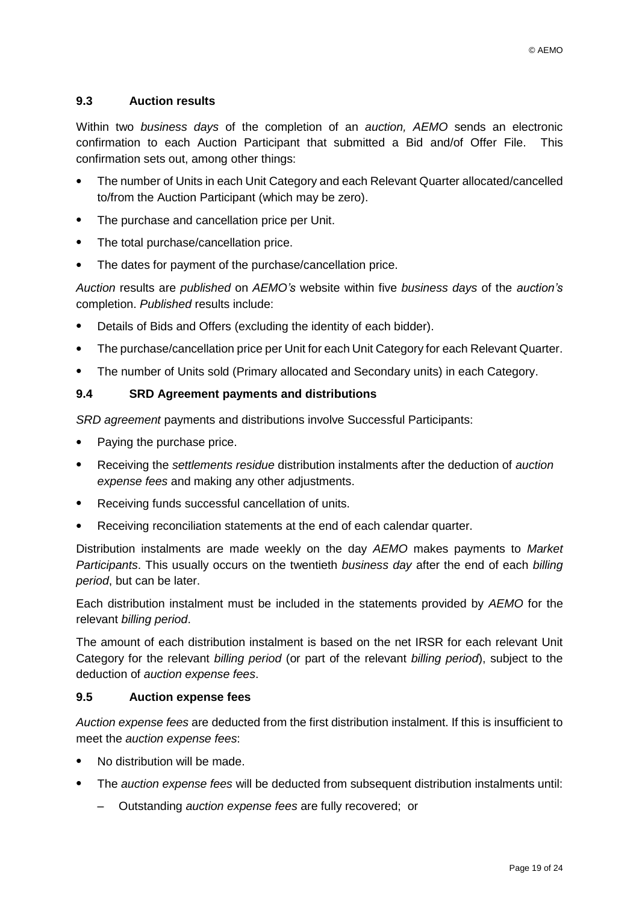### 9.3 Auction results

Within two *business days* of the completion of an *auction, AEMO* sends an electronic confirmation to each Auction Participant that submitted a Bid and/of Offer File. This confirmation sets out, among other things:

- The number of Units in each Unit Category and each Relevant Quarter allocated/cancelled to/from the Auction Participant (which may be zero).
- The purchase and cancellation price per Unit.
- The total purchase/cancellation price.
- The dates for payment of the purchase/cancellation price.

*Auction* results are *published* on *AEMO's* website within five *business days* of the *auction's* completion. *Published* results include:

- Details of Bids and Offers (excluding the identity of each bidder).
- The purchase/cancellation price per Unit for each Unit Category for each Relevant Quarter.
- The number of Units sold (Primary allocated and Secondary units) in each Category.

### 9.4 SRD Agreement payments and distributions

*SRD agreement* payments and distributions involve Successful Participants:

- Paying the purchase price.
- Receiving the *settlements residue* distribution instalments after the deduction of *auction expense fees* and making any other adjustments.
- Receiving funds successful cancellation of units.
- Receiving reconciliation statements at the end of each calendar quarter.

Distribution instalments are made weekly on the day *AEMO* makes payments to *Market Participants*. This usually occurs on the twentieth *business day* after the end of each *billing period*, but can be later.

Each distribution instalment must be included in the statements provided by *AEMO* for the relevant *billing period*.

The amount of each distribution instalment is based on the net IRSR for each relevant Unit Category for the relevant *billing period* (or part of the relevant *billing period*), subject to the deduction of *auction expense fees*.

### 9.5 Auction expense fees

*Auction expense fees* are deducted from the first distribution instalment. If this is insufficient to meet the *auction expense fees*:

- No distribution will be made.
- The *auction expense fees* will be deducted from subsequent distribution instalments until:
  - Outstanding *auction expense fees* are fully recovered; or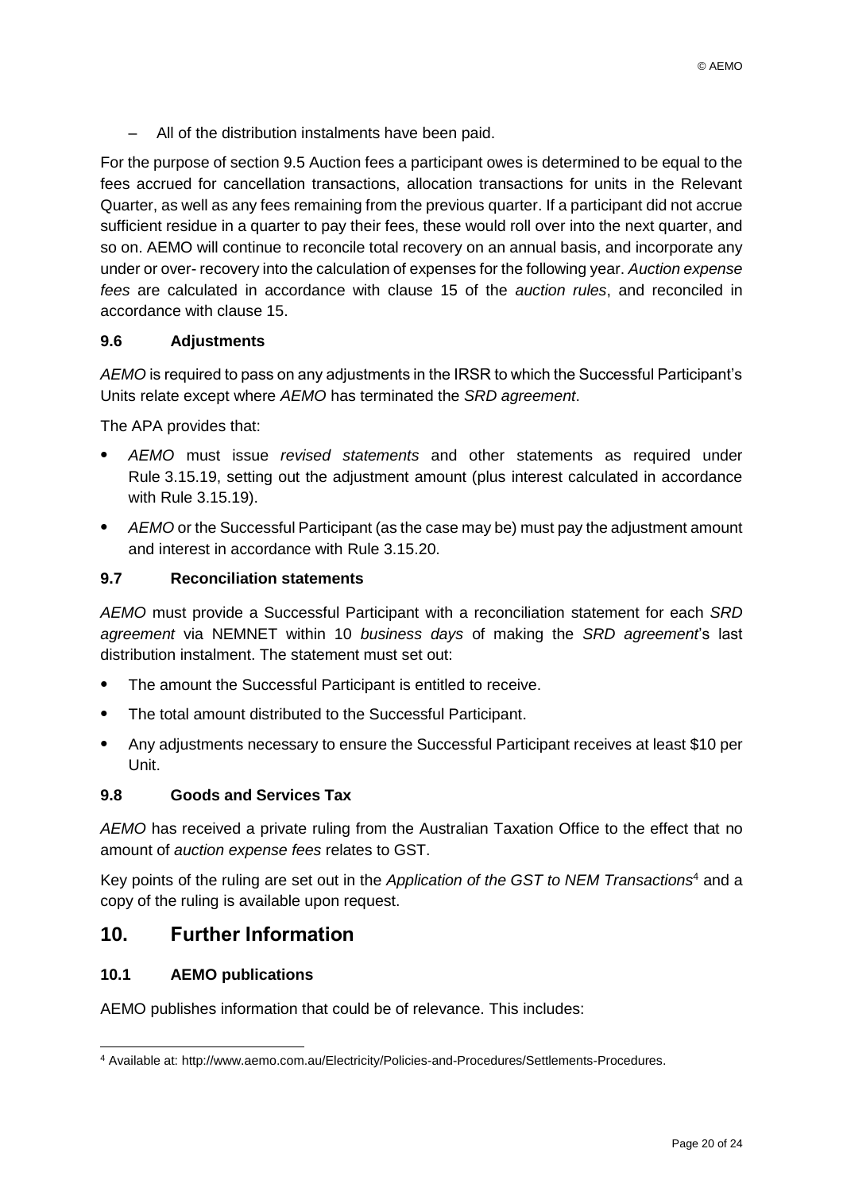– All of the distribution instalments have been paid.

For the purpose of section 9.5 Auction fees a participant owes is determined to be equal to the fees accrued for cancellation transactions, allocation transactions for units in the Relevant Quarter, as well as any fees remaining from the previous quarter. If a participant did not accrue sufficient residue in a quarter to pay their fees, these would roll over into the next quarter, and so on. AEMO will continue to reconcile total recovery on an annual basis, and incorporate any under or over- recovery into the calculation of expenses for the following year. *Auction expense fees* are calculated in accordance with clause 15 of the *auction rules*, and reconciled in accordance with clause 15.

### 9.6 Adjustments

*AEMO* is required to pass on any adjustments in the IRSR to which the Successful Participant's Units relate except where *AEMO* has terminated the *SRD agreement*.

The APA provides that:

- *AEMO* must issue *revised statements* and other statements as required under Rule 3.15.19, setting out the adjustment amount (plus interest calculated in accordance with Rule 3.15.19).
- *AEMO* or the Successful Participant (as the case may be) must pay the adjustment amount and interest in accordance with Rule 3.15.20.

### 9.7 Reconciliation statements

*AEMO* must provide a Successful Participant with a reconciliation statement for each *SRD agreement* via NEMNET within 10 *business days* of making the *SRD agreement*'s last distribution instalment. The statement must set out:

- The amount the Successful Participant is entitled to receive.
- The total amount distributed to the Successful Participant.
- Any adjustments necessary to ensure the Successful Participant receives at least $10 per Unit.

### 9.8 Goods and Services Tax

*AEMO* has received a private ruling from the Australian Taxation Office to the effect that no amount of *auction expense fees* relates to GST.

Key points of the ruling are set out in the *Application of the GST to NEM Transactions*[4] and a copy of the ruling is available upon request.

## 10. Further Information

### 10.1 AEMO publications

AEMO publishes information that could be of relevance. This includes:

[4] Available at: http://www.aemo.com.au/Electricity/Policies-and-Procedures/Settlements-Procedures.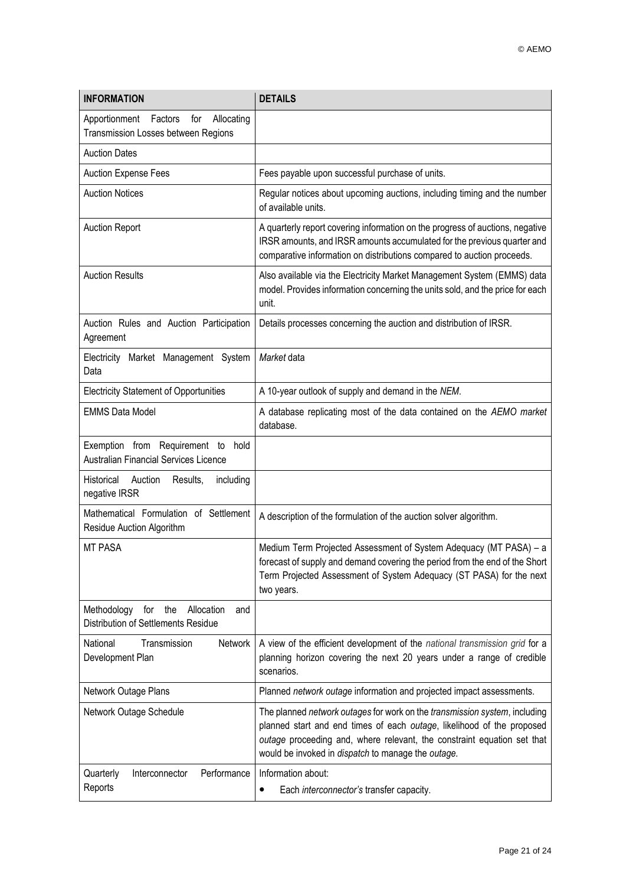| INFORMATION | DETAILS |
|---|---|
| Apportionment Factors for Allocating Transmission Losses between Regions | |
| Auction Dates | |
| Auction Expense Fees | Fees payable upon successful purchase of units. |
| Auction Notices | Regular notices about upcoming auctions, including timing and the number of available units. |
| Auction Report | A quarterly report covering information on the progress of auctions, negative IRSR amounts, and IRSR amounts accumulated for the previous quarter and comparative information on distributions compared to auction proceeds. |
| Auction Results | Also available via the Electricity Market Management System (EMMS) data model. Provides information concerning the units sold, and the price for each unit. |
| Auction Rules and Auction Participation Agreement | Details processes concerning the auction and distribution of IRSR. |
| Electricity Market Management System Data | *Market* data |
| Electricity Statement of Opportunities | A 10-year outlook of supply and demand in the *NEM*. |
| EMMS Data Model | A database replicating most of the data contained on the *AEMO market* database. |
| Exemption from Requirement to hold Australian Financial Services Licence | |
| Historical Auction Results, including negative IRSR | |
| Mathematical Formulation of Settlement Residue Auction Algorithm | A description of the formulation of the auction solver algorithm. |
| MT PASA | Medium Term Projected Assessment of System Adequacy (MT PASA) – a forecast of supply and demand covering the period from the end of the Short Term Projected Assessment of System Adequacy (ST PASA) for the next two years. |
| Methodology for the Allocation and Distribution of Settlements Residue | |
| National Transmission Network Development Plan | A view of the efficient development of the *national transmission grid* for a planning horizon covering the next 20 years under a range of credible scenarios. |
| Network Outage Plans | Planned *network outage* information and projected impact assessments. |
| Network Outage Schedule | The planned *network outages* for work on the *transmission system*, including planned start and end times of each *outage*, likelihood of the proposed *outage* proceeding and, where relevant, the constraint equation set that would be invoked in *dispatch* to manage the *outage*. |
| Quarterly Interconnector Performance Reports | Information about:<br>• Each *interconnector's* transfer capacity. |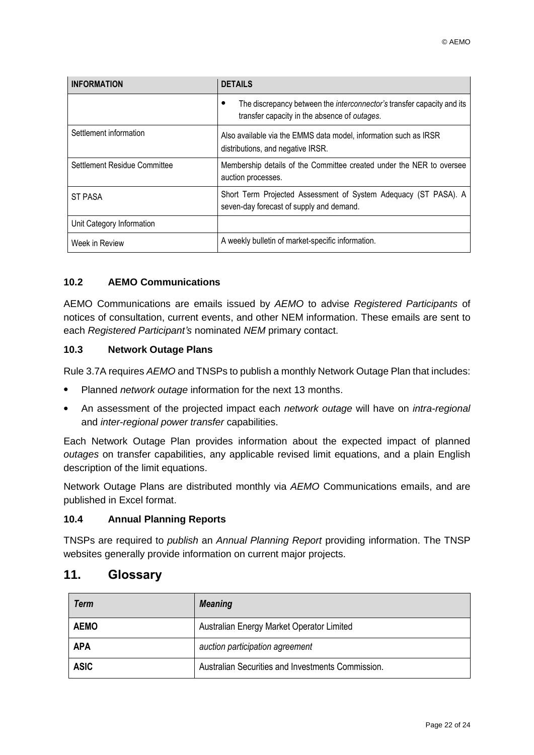| INFORMATION | DETAILS |
| --- | --- |
| | • The discrepancy between the *interconnector's* transfer capacity and its transfer capacity in the absence of *outages*. |
| Settlement information | Also available via the EMMS data model, information such as IRSR distributions, and negative IRSR. |
| Settlement Residue Committee | Membership details of the Committee created under the NER to oversee auction processes. |
| ST PASA | Short Term Projected Assessment of System Adequacy (ST PASA). A seven-day forecast of supply and demand. |
| Unit Category Information | |
| Week in Review | A weekly bulletin of market-specific information. |

### 10.2 AEMO Communications

AEMO Communications are emails issued by *AEMO* to advise *Registered Participants* of notices of consultation, current events, and other NEM information. These emails are sent to each *Registered Participant's* nominated *NEM* primary contact.

### 10.3 Network Outage Plans

Rule 3.7A requires *AEMO* and TNSPs to publish a monthly Network Outage Plan that includes:

- Planned *network outage* information for the next 13 months.
- An assessment of the projected impact each *network outage* will have on *intra-regional* and *inter-regional power transfer* capabilities.

Each Network Outage Plan provides information about the expected impact of planned *outages* on transfer capabilities, any applicable revised limit equations, and a plain English description of the limit equations.

Network Outage Plans are distributed monthly via *AEMO* Communications emails, and are published in Excel format.

### 10.4 Annual Planning Reports

TNSPs are required to *publish* an *Annual Planning Report* providing information. The TNSP websites generally provide information on current major projects.

## 11. Glossary

| *Term* | *Meaning* |
| --- | --- |
| **AEMO** | Australian Energy Market Operator Limited |
| **APA** | *auction participation agreement* |
| **ASIC** | Australian Securities and Investments Commission. |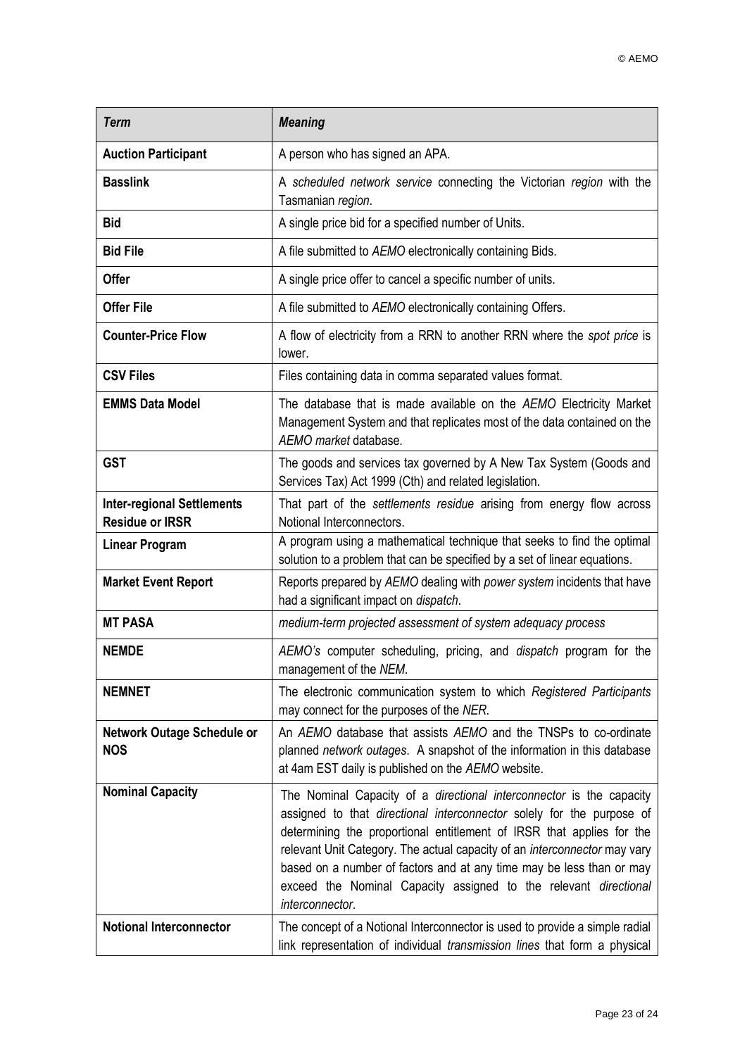| *Term* | *Meaning* |
|---|---|
| **Auction Participant** | A person who has signed an APA. |
| **Basslink** | A *scheduled network service* connecting the Victorian *region* with the Tasmanian *region*. |
| **Bid** | A single price bid for a specified number of Units. |
| **Bid File** | A file submitted to *AEMO* electronically containing Bids. |
| **Offer** | A single price offer to cancel a specific number of units. |
| **Offer File** | A file submitted to *AEMO* electronically containing Offers. |
| **Counter-Price Flow** | A flow of electricity from a RRN to another RRN where the *spot price* is lower. |
| **CSV Files** | Files containing data in comma separated values format. |
| **EMMS Data Model** | The database that is made available on the *AEMO* Electricity Market Management System and that replicates most of the data contained on the *AEMO market* database. |
| **GST** | The goods and services tax governed by A New Tax System (Goods and Services Tax) Act 1999 (Cth) and related legislation. |
| **Inter-regional Settlements Residue or IRSR** | That part of the *settlements residue* arising from energy flow across Notional Interconnectors. |
| **Linear Program** | A program using a mathematical technique that seeks to find the optimal solution to a problem that can be specified by a set of linear equations. |
| **Market Event Report** | Reports prepared by *AEMO* dealing with *power system* incidents that have had a significant impact on *dispatch*. |
| **MT PASA** | *medium-term projected assessment of system adequacy process* |
| **NEMDE** | *AEMO's* computer scheduling, pricing, and *dispatch* program for the management of the *NEM*. |
| **NEMNET** | The electronic communication system to which *Registered Participants* may connect for the purposes of the *NER*. |
| **Network Outage Schedule or NOS** | An *AEMO* database that assists *AEMO* and the TNSPs to co-ordinate planned *network outages*. A snapshot of the information in this database at 4am EST daily is published on the *AEMO* website. |
| **Nominal Capacity** | The Nominal Capacity of a *directional interconnector* is the capacity assigned to that *directional interconnector* solely for the purpose of determining the proportional entitlement of IRSR that applies for the relevant Unit Category. The actual capacity of an *interconnector* may vary based on a number of factors and at any time may be less than or may exceed the Nominal Capacity assigned to the relevant *directional interconnector*. |
| **Notional Interconnector** | The concept of a Notional Interconnector is used to provide a simple radial link representation of individual *transmission lines* that form a physical |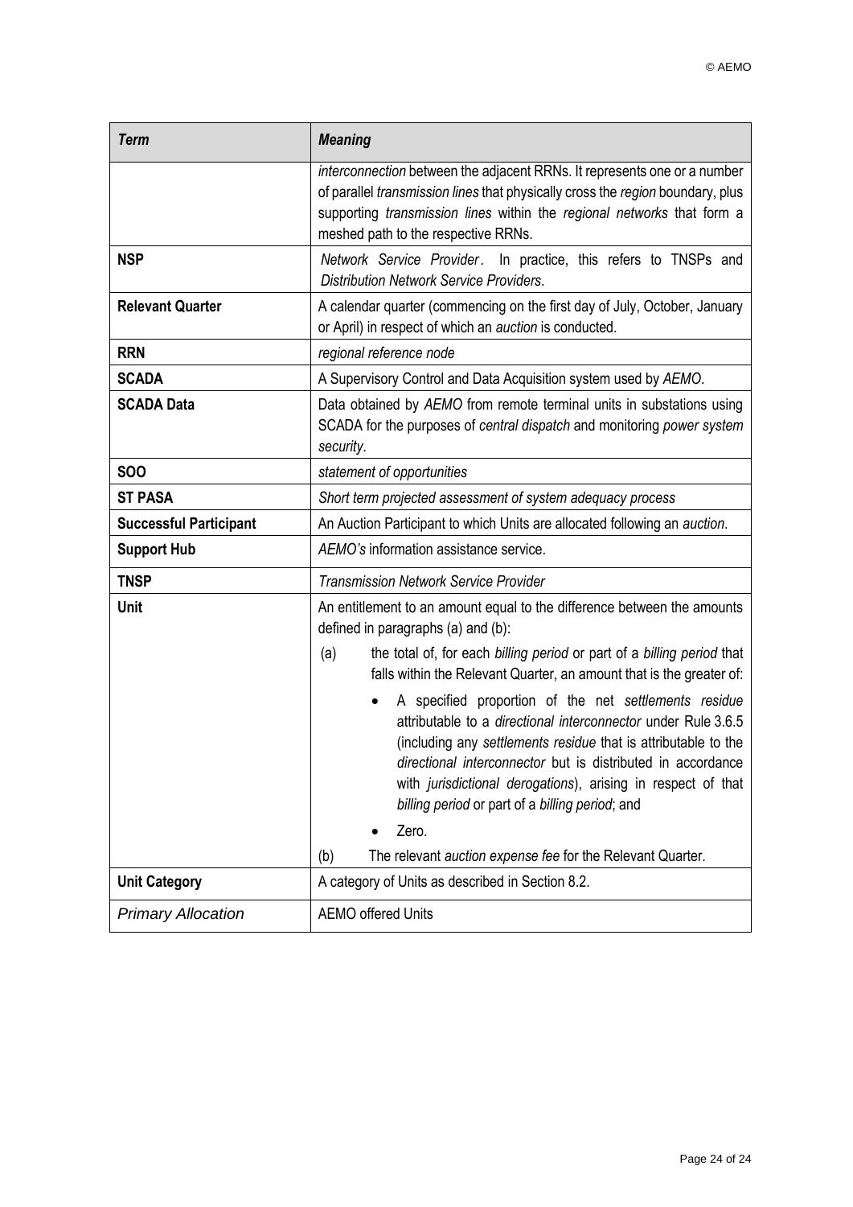| *Term* | *Meaning* |
|---|---|
| | *interconnection* between the adjacent RRNs. It represents one or a number of parallel *transmission lines* that physically cross the *region* boundary, plus supporting *transmission lines* within the *regional networks* that form a meshed path to the respective RRNs. |
| **NSP** | *Network Service Provider*. In practice, this refers to TNSPs and *Distribution Network Service Providers*. |
| **Relevant Quarter** | A calendar quarter (commencing on the first day of July, October, January or April) in respect of which an *auction* is conducted. |
| **RRN** | *regional reference node* |
| **SCADA** | A Supervisory Control and Data Acquisition system used by *AEMO*. |
| **SCADA Data** | Data obtained by *AEMO* from remote terminal units in substations using SCADA for the purposes of *central dispatch* and monitoring *power system security*. |
| **SOO** | *statement of opportunities* |
| **ST PASA** | *Short term projected assessment of system adequacy process* |
| **Successful Participant** | An Auction Participant to which Units are allocated following an *auction*. |
| **Support Hub** | *AEMO's* information assistance service. |
| **TNSP** | *Transmission Network Service Provider* |
| **Unit** | An entitlement to an amount equal to the difference between the amounts defined in paragraphs (a) and (b):<br>(a) the total of, for each *billing period* or part of a *billing period* that falls within the Relevant Quarter, an amount that is the greater of:<br>• A specified proportion of the net *settlements residue* attributable to a *directional interconnector* under Rule 3.6.5 (including any *settlements residue* that is attributable to the *directional interconnector* but is distributed in accordance with *jurisdictional derogations*), arising in respect of that *billing period* or part of a *billing period*; and<br>• Zero.<br>(b) The relevant *auction expense fee* for the Relevant Quarter. |
| **Unit Category** | A category of Units as described in Section 8.2. |
| *Primary Allocation* | AEMO offered Units |